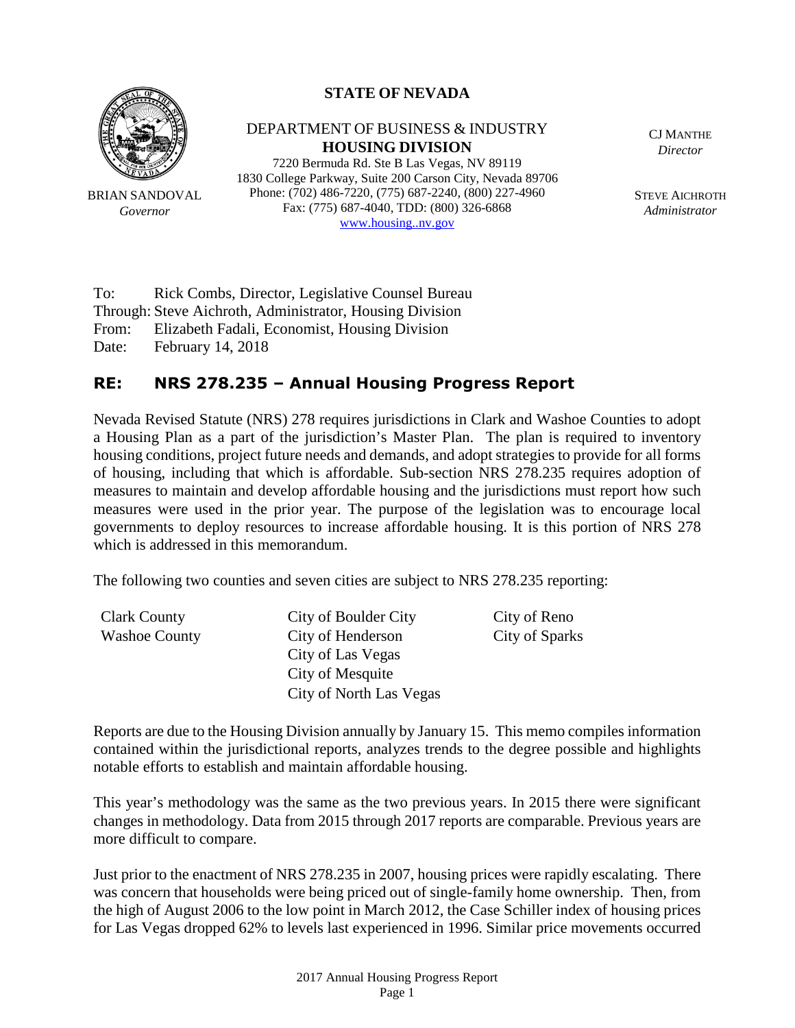**STATE OF NEVADA**

BRIAN SANDOVAL
*Governor*

DEPARTMENT OF BUSINESS & INDUSTRY
**HOUSING DIVISION**
7220 Bermuda Rd. Ste B Las Vegas, NV 89119
1830 College Parkway, Suite 200 Carson City, Nevada 89706
Phone: (702) 486-7220, (775) 687-2240, (800) 227-4960
Fax: (775) 687-4040, TDD: (800) 326-6868
www.housing..nv.gov

CJ MANTHE
*Director*

STEVE AICHROTH
*Administrator*

To: Rick Combs, Director, Legislative Counsel Bureau
Through: Steve Aichroth, Administrator, Housing Division
From: Elizabeth Fadali, Economist, Housing Division
Date: February 14, 2018

## RE: NRS 278.235 – Annual Housing Progress Report

Nevada Revised Statute (NRS) 278 requires jurisdictions in Clark and Washoe Counties to adopt a Housing Plan as a part of the jurisdiction's Master Plan. The plan is required to inventory housing conditions, project future needs and demands, and adopt strategies to provide for all forms of housing, including that which is affordable. Sub-section NRS 278.235 requires adoption of measures to maintain and develop affordable housing and the jurisdictions must report how such measures were used in the prior year. The purpose of the legislation was to encourage local governments to deploy resources to increase affordable housing. It is this portion of NRS 278 which is addressed in this memorandum.

The following two counties and seven cities are subject to NRS 278.235 reporting:

- Clark County
- Washoe County
- City of Boulder City
- City of Henderson
- City of Las Vegas
- City of Mesquite
- City of North Las Vegas
- City of Reno
- City of Sparks

Reports are due to the Housing Division annually by January 15. This memo compiles information contained within the jurisdictional reports, analyzes trends to the degree possible and highlights notable efforts to establish and maintain affordable housing.

This year's methodology was the same as the two previous years. In 2015 there were significant changes in methodology. Data from 2015 through 2017 reports are comparable. Previous years are more difficult to compare.

Just prior to the enactment of NRS 278.235 in 2007, housing prices were rapidly escalating. There was concern that households were being priced out of single-family home ownership. Then, from the high of August 2006 to the low point in March 2012, the Case Schiller index of housing prices for Las Vegas dropped 62% to levels last experienced in 1996. Similar price movements occurred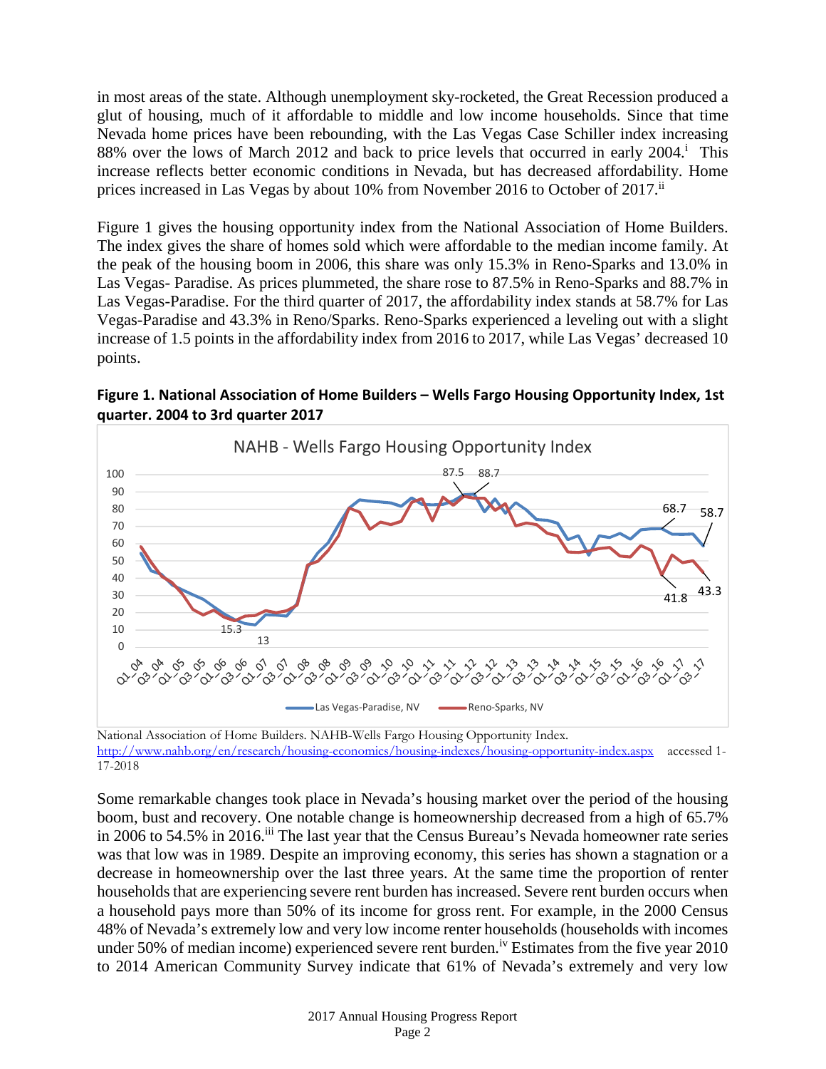in most areas of the state. Although unemployment sky-rocketed, the Great Recession produced a glut of housing, much of it affordable to middle and low income households. Since that time Nevada home prices have been rebounding, with the Las Vegas Case Schiller index increasing 88% over the lows of March 2012 and back to price levels that occurred in early 2004.[i] This increase reflects better economic conditions in Nevada, but has decreased affordability. Home prices increased in Las Vegas by about 10% from November 2016 to October of 2017.[ii]

Figure 1 gives the housing opportunity index from the National Association of Home Builders. The index gives the share of homes sold which were affordable to the median income family. At the peak of the housing boom in 2006, this share was only 15.3% in Reno-Sparks and 13.0% in Las Vegas- Paradise. As prices plummeted, the share rose to 87.5% in Reno-Sparks and 88.7% in Las Vegas-Paradise. For the third quarter of 2017, the affordability index stands at 58.7% for Las Vegas-Paradise and 43.3% in Reno/Sparks. Reno-Sparks experienced a leveling out with a slight increase of 1.5 points in the affordability index from 2016 to 2017, while Las Vegas' decreased 10 points.

**Figure 1. National Association of Home Builders – Wells Fargo Housing Opportunity Index, 1st quarter. 2004 to 3rd quarter 2017**

National Association of Home Builders. NAHB-Wells Fargo Housing Opportunity Index. http://www.nahb.org/en/research/housing-economics/housing-indexes/housing-opportunity-index.aspx accessed 1-17-2018

Some remarkable changes took place in Nevada's housing market over the period of the housing boom, bust and recovery. One notable change is homeownership decreased from a high of 65.7% in 2006 to 54.5% in 2016.[iii] The last year that the Census Bureau's Nevada homeowner rate series was that low was in 1989. Despite an improving economy, this series has shown a stagnation or a decrease in homeownership over the last three years. At the same time the proportion of renter households that are experiencing severe rent burden has increased. Severe rent burden occurs when a household pays more than 50% of its income for gross rent. For example, in the 2000 Census 48% of Nevada's extremely low and very low income renter households (households with incomes under 50% of median income) experienced severe rent burden.[iv] Estimates from the five year 2010 to 2014 American Community Survey indicate that 61% of Nevada's extremely and very low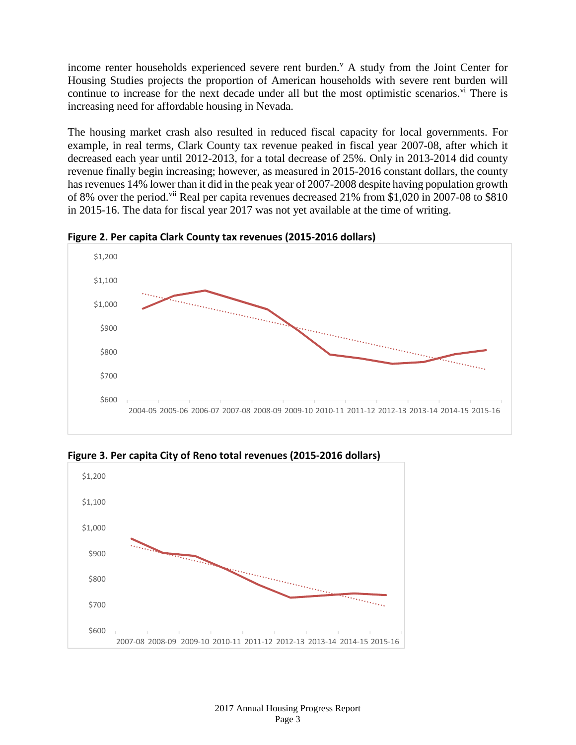income renter households experienced severe rent burden.[v] A study from the Joint Center for Housing Studies projects the proportion of American households with severe rent burden will continue to increase for the next decade under all but the most optimistic scenarios.[vi] There is increasing need for affordable housing in Nevada.

The housing market crash also resulted in reduced fiscal capacity for local governments. For example, in real terms, Clark County tax revenue peaked in fiscal year 2007-08, after which it decreased each year until 2012-2013, for a total decrease of 25%. Only in 2013-2014 did county revenue finally begin increasing; however, as measured in 2015-2016 constant dollars, the county has revenues 14% lower than it did in the peak year of 2007-2008 despite having population growth of 8% over the period.[vii] Real per capita revenues decreased 21% from $1,020 in 2007-08 to $810 in 2015-16. The data for fiscal year 2017 was not yet available at the time of writing.

**Figure 2. Per capita Clark County tax revenues (2015-2016 dollars)**

**Figure 3. Per capita City of Reno total revenues (2015-2016 dollars)**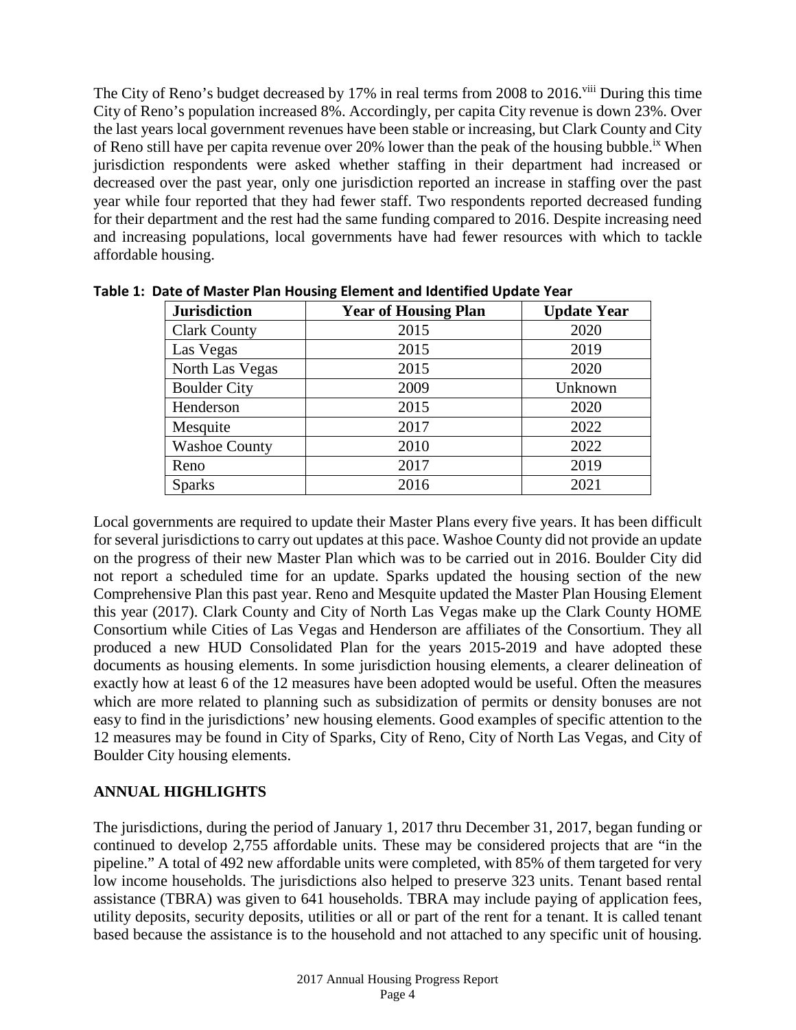The City of Reno's budget decreased by 17% in real terms from 2008 to 2016.[viii] During this time City of Reno's population increased 8%. Accordingly, per capita City revenue is down 23%. Over the last years local government revenues have been stable or increasing, but Clark County and City of Reno still have per capita revenue over 20% lower than the peak of the housing bubble.[ix] When jurisdiction respondents were asked whether staffing in their department had increased or decreased over the past year, only one jurisdiction reported an increase in staffing over the past year while four reported that they had fewer staff. Two respondents reported decreased funding for their department and the rest had the same funding compared to 2016. Despite increasing need and increasing populations, local governments have had fewer resources with which to tackle affordable housing.

**Table 1: Date of Master Plan Housing Element and Identified Update Year**

| Jurisdiction | Year of Housing Plan | Update Year |
|---|---|---|
| Clark County | 2015 | 2020 |
| Las Vegas | 2015 | 2019 |
| North Las Vegas | 2015 | 2020 |
| Boulder City | 2009 | Unknown |
| Henderson | 2015 | 2020 |
| Mesquite | 2017 | 2022 |
| Washoe County | 2010 | 2022 |
| Reno | 2017 | 2019 |
| Sparks | 2016 | 2021 |

Local governments are required to update their Master Plans every five years. It has been difficult for several jurisdictions to carry out updates at this pace. Washoe County did not provide an update on the progress of their new Master Plan which was to be carried out in 2016. Boulder City did not report a scheduled time for an update. Sparks updated the housing section of the new Comprehensive Plan this past year. Reno and Mesquite updated the Master Plan Housing Element this year (2017). Clark County and City of North Las Vegas make up the Clark County HOME Consortium while Cities of Las Vegas and Henderson are affiliates of the Consortium. They all produced a new HUD Consolidated Plan for the years 2015-2019 and have adopted these documents as housing elements. In some jurisdiction housing elements, a clearer delineation of exactly how at least 6 of the 12 measures have been adopted would be useful. Often the measures which are more related to planning such as subsidization of permits or density bonuses are not easy to find in the jurisdictions' new housing elements. Good examples of specific attention to the 12 measures may be found in City of Sparks, City of Reno, City of North Las Vegas, and City of Boulder City housing elements.

## ANNUAL HIGHLIGHTS

The jurisdictions, during the period of January 1, 2017 thru December 31, 2017, began funding or continued to develop 2,755 affordable units. These may be considered projects that are "in the pipeline." A total of 492 new affordable units were completed, with 85% of them targeted for very low income households. The jurisdictions also helped to preserve 323 units. Tenant based rental assistance (TBRA) was given to 641 households. TBRA may include paying of application fees, utility deposits, security deposits, utilities or all or part of the rent for a tenant. It is called tenant based because the assistance is to the household and not attached to any specific unit of housing.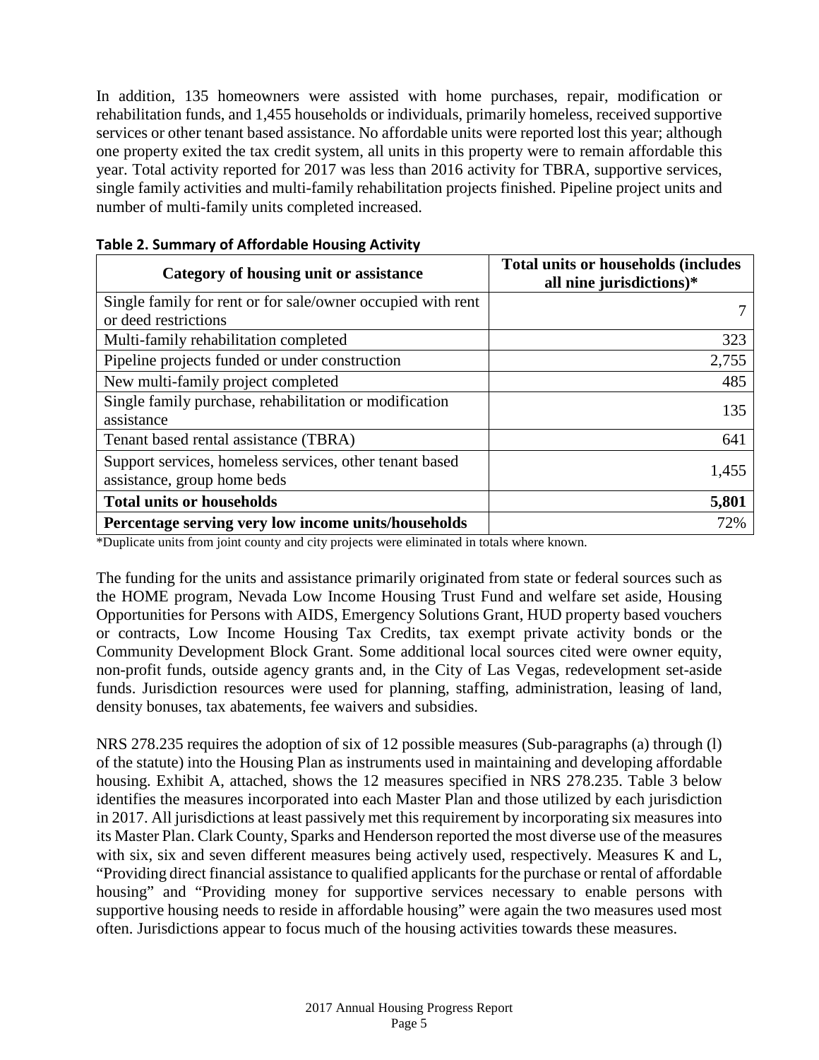In addition, 135 homeowners were assisted with home purchases, repair, modification or rehabilitation funds, and 1,455 households or individuals, primarily homeless, received supportive services or other tenant based assistance. No affordable units were reported lost this year; although one property exited the tax credit system, all units in this property were to remain affordable this year. Total activity reported for 2017 was less than 2016 activity for TBRA, supportive services, single family activities and multi-family rehabilitation projects finished. Pipeline project units and number of multi-family units completed increased.

**Table 2. Summary of Affordable Housing Activity**

| Category of housing unit or assistance | Total units or households (includes all nine jurisdictions)* |
|---|---:|
| Single family for rent or for sale/owner occupied with rent or deed restrictions | 7 |
| Multi-family rehabilitation completed | 323 |
| Pipeline projects funded or under construction | 2,755 |
| New multi-family project completed | 485 |
| Single family purchase, rehabilitation or modification assistance | 135 |
| Tenant based rental assistance (TBRA) | 641 |
| Support services, homeless services, other tenant based assistance, group home beds | 1,455 |
| **Total units or households** | **5,801** |
| **Percentage serving very low income units/households** | 72% |

*Duplicate units from joint county and city projects were eliminated in totals where known.

The funding for the units and assistance primarily originated from state or federal sources such as the HOME program, Nevada Low Income Housing Trust Fund and welfare set aside, Housing Opportunities for Persons with AIDS, Emergency Solutions Grant, HUD property based vouchers or contracts, Low Income Housing Tax Credits, tax exempt private activity bonds or the Community Development Block Grant. Some additional local sources cited were owner equity, non-profit funds, outside agency grants and, in the City of Las Vegas, redevelopment set-aside funds. Jurisdiction resources were used for planning, staffing, administration, leasing of land, density bonuses, tax abatements, fee waivers and subsidies.

NRS 278.235 requires the adoption of six of 12 possible measures (Sub-paragraphs (a) through (l) of the statute) into the Housing Plan as instruments used in maintaining and developing affordable housing. Exhibit A, attached, shows the 12 measures specified in NRS 278.235. Table 3 below identifies the measures incorporated into each Master Plan and those utilized by each jurisdiction in 2017. All jurisdictions at least passively met this requirement by incorporating six measures into its Master Plan. Clark County, Sparks and Henderson reported the most diverse use of the measures with six, six and seven different measures being actively used, respectively. Measures K and L, "Providing direct financial assistance to qualified applicants for the purchase or rental of affordable housing" and "Providing money for supportive services necessary to enable persons with supportive housing needs to reside in affordable housing" were again the two measures used most often. Jurisdictions appear to focus much of the housing activities towards these measures.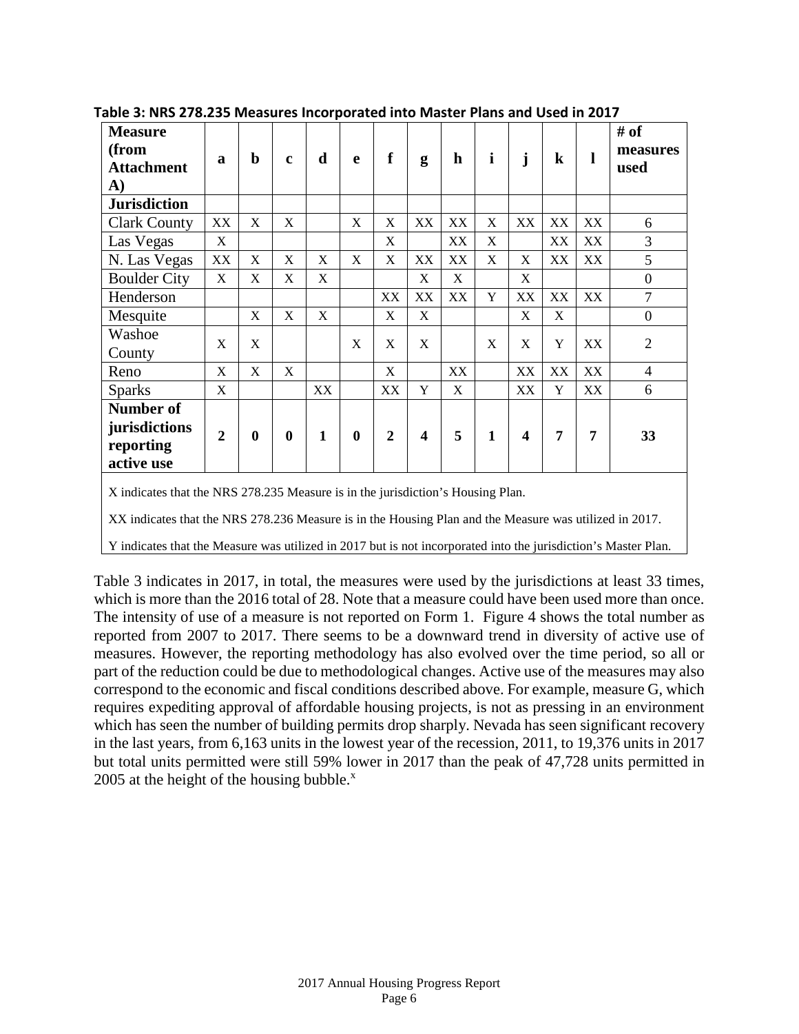**Table 3: NRS 278.235 Measures Incorporated into Master Plans and Used in 2017**

| Measure (from Attachment A) | a | b | c | d | e | f | g | h | i | j | k | l | # of measures used |
|---|---|---|---|---|---|---|---|---|---|---|---|---|---|
| **Jurisdiction** | | | | | | | | | | | | | |
| Clark County | XX | X | X | | X | X | XX | XX | X | XX | XX | XX | 6 |
| Las Vegas | X | | | | | X | | XX | X | | XX | XX | 3 |
| N. Las Vegas | XX | X | X | X | X | X | XX | XX | X | X | XX | XX | 5 |
| Boulder City | X | X | X | X | | | X | X | | X | | | 0 |
| Henderson | | | | | | XX | XX | XX | Y | XX | XX | XX | 7 |
| Mesquite | | X | X | X | | X | X | | | X | X | | 0 |
| Washoe County | X | X | | | X | X | X | | X | X | Y | XX | 2 |
| Reno | X | X | X | | | X | | XX | | XX | XX | XX | 4 |
| Sparks | X | | | XX | | XX | Y | X | | XX | Y | XX | 6 |
| **Number of jurisdictions reporting active use** | **2** | **0** | **0** | **1** | **0** | **2** | **4** | **5** | **1** | **4** | **7** | **7** | **33** |

X indicates that the NRS 278.235 Measure is in the jurisdiction's Housing Plan.

XX indicates that the NRS 278.236 Measure is in the Housing Plan and the Measure was utilized in 2017.

Y indicates that the Measure was utilized in 2017 but is not incorporated into the jurisdiction's Master Plan.

Table 3 indicates in 2017, in total, the measures were used by the jurisdictions at least 33 times, which is more than the 2016 total of 28. Note that a measure could have been used more than once. The intensity of use of a measure is not reported on Form 1. Figure 4 shows the total number as reported from 2007 to 2017. There seems to be a downward trend in diversity of active use of measures. However, the reporting methodology has also evolved over the time period, so all or part of the reduction could be due to methodological changes. Active use of the measures may also correspond to the economic and fiscal conditions described above. For example, measure G, which requires expediting approval of affordable housing projects, is not as pressing in an environment which has seen the number of building permits drop sharply. Nevada has seen significant recovery in the last years, from 6,163 units in the lowest year of the recession, 2011, to 19,376 units in 2017 but total units permitted were still 59% lower in 2017 than the peak of 47,728 units permitted in 2005 at the height of the housing bubble.[x]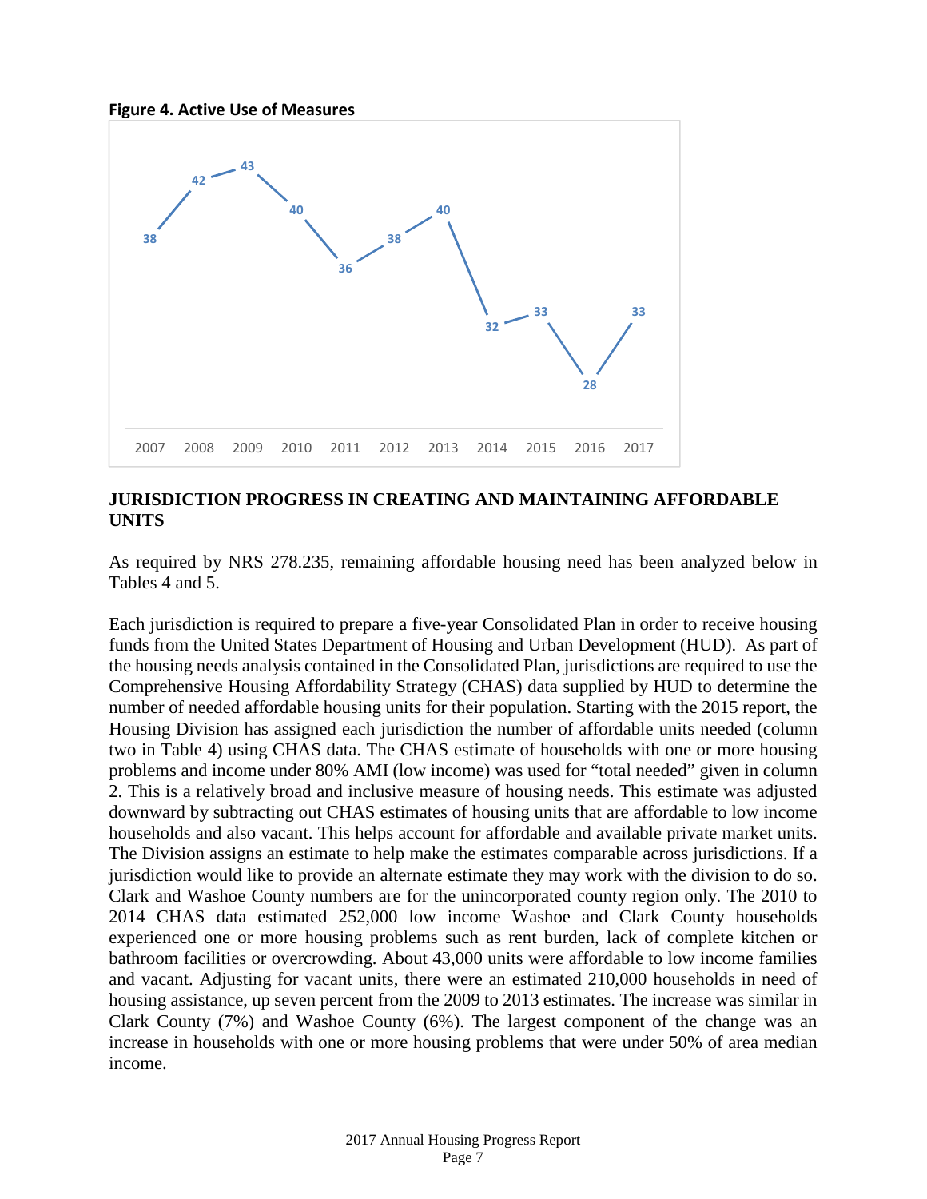**Figure 4. Active Use of Measures**

| Year | 2007 | 2008 | 2009 | 2010 | 2011 | 2012 | 2013 | 2014 | 2015 | 2016 | 2017 |
|---|---|---|---|---|---|---|---|---|---|---|---|
| Active Use of Measures | 38 | 42 | 43 | 40 | 36 | 38 | 40 | 32 | 33 | 28 | 33 |

## JURISDICTION PROGRESS IN CREATING AND MAINTAINING AFFORDABLE UNITS

As required by NRS 278.235, remaining affordable housing need has been analyzed below in Tables 4 and 5.

Each jurisdiction is required to prepare a five-year Consolidated Plan in order to receive housing funds from the United States Department of Housing and Urban Development (HUD). As part of the housing needs analysis contained in the Consolidated Plan, jurisdictions are required to use the Comprehensive Housing Affordability Strategy (CHAS) data supplied by HUD to determine the number of needed affordable housing units for their population. Starting with the 2015 report, the Housing Division has assigned each jurisdiction the number of affordable units needed (column two in Table 4) using CHAS data. The CHAS estimate of households with one or more housing problems and income under 80% AMI (low income) was used for "total needed" given in column 2. This is a relatively broad and inclusive measure of housing needs. This estimate was adjusted downward by subtracting out CHAS estimates of housing units that are affordable to low income households and also vacant. This helps account for affordable and available private market units. The Division assigns an estimate to help make the estimates comparable across jurisdictions. If a jurisdiction would like to provide an alternate estimate they may work with the division to do so. Clark and Washoe County numbers are for the unincorporated county region only. The 2010 to 2014 CHAS data estimated 252,000 low income Washoe and Clark County households experienced one or more housing problems such as rent burden, lack of complete kitchen or bathroom facilities or overcrowding. About 43,000 units were affordable to low income families and vacant. Adjusting for vacant units, there were an estimated 210,000 households in need of housing assistance, up seven percent from the 2009 to 2013 estimates. The increase was similar in Clark County (7%) and Washoe County (6%). The largest component of the change was an increase in households with one or more housing problems that were under 50% of area median income.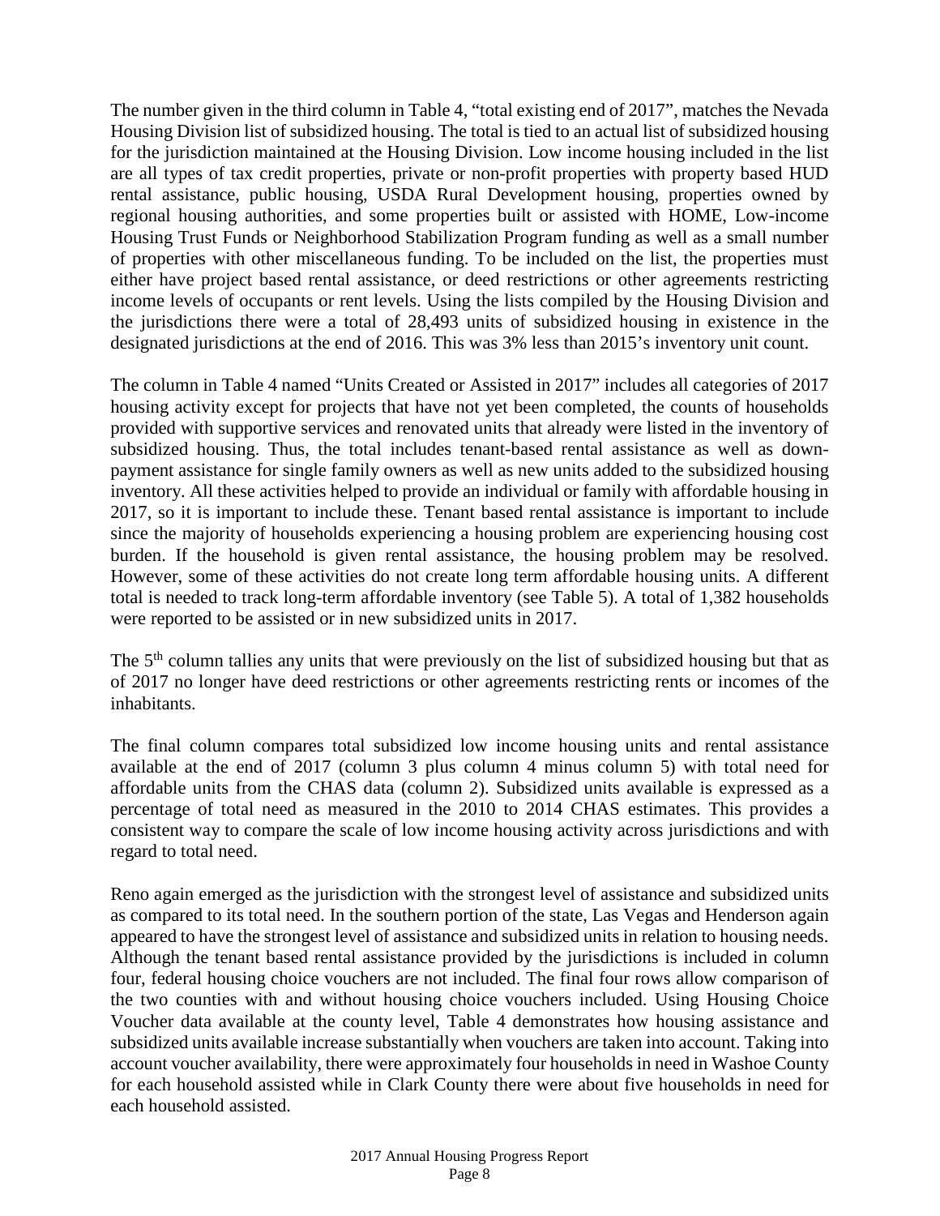The number given in the third column in Table 4, "total existing end of 2017", matches the Nevada Housing Division list of subsidized housing. The total is tied to an actual list of subsidized housing for the jurisdiction maintained at the Housing Division. Low income housing included in the list are all types of tax credit properties, private or non-profit properties with property based HUD rental assistance, public housing, USDA Rural Development housing, properties owned by regional housing authorities, and some properties built or assisted with HOME, Low-income Housing Trust Funds or Neighborhood Stabilization Program funding as well as a small number of properties with other miscellaneous funding. To be included on the list, the properties must either have project based rental assistance, or deed restrictions or other agreements restricting income levels of occupants or rent levels. Using the lists compiled by the Housing Division and the jurisdictions there were a total of 28,493 units of subsidized housing in existence in the designated jurisdictions at the end of 2016. This was 3% less than 2015's inventory unit count.

The column in Table 4 named "Units Created or Assisted in 2017" includes all categories of 2017 housing activity except for projects that have not yet been completed, the counts of households provided with supportive services and renovated units that already were listed in the inventory of subsidized housing. Thus, the total includes tenant-based rental assistance as well as down-payment assistance for single family owners as well as new units added to the subsidized housing inventory. All these activities helped to provide an individual or family with affordable housing in 2017, so it is important to include these. Tenant based rental assistance is important to include since the majority of households experiencing a housing problem are experiencing housing cost burden. If the household is given rental assistance, the housing problem may be resolved. However, some of these activities do not create long term affordable housing units. A different total is needed to track long-term affordable inventory (see Table 5). A total of 1,382 households were reported to be assisted or in new subsidized units in 2017.

The 5th column tallies any units that were previously on the list of subsidized housing but that as of 2017 no longer have deed restrictions or other agreements restricting rents or incomes of the inhabitants.

The final column compares total subsidized low income housing units and rental assistance available at the end of 2017 (column 3 plus column 4 minus column 5) with total need for affordable units from the CHAS data (column 2). Subsidized units available is expressed as a percentage of total need as measured in the 2010 to 2014 CHAS estimates. This provides a consistent way to compare the scale of low income housing activity across jurisdictions and with regard to total need.

Reno again emerged as the jurisdiction with the strongest level of assistance and subsidized units as compared to its total need. In the southern portion of the state, Las Vegas and Henderson again appeared to have the strongest level of assistance and subsidized units in relation to housing needs. Although the tenant based rental assistance provided by the jurisdictions is included in column four, federal housing choice vouchers are not included. The final four rows allow comparison of the two counties with and without housing choice vouchers included. Using Housing Choice Voucher data available at the county level, Table 4 demonstrates how housing assistance and subsidized units available increase substantially when vouchers are taken into account. Taking into account voucher availability, there were approximately four households in need in Washoe County for each household assisted while in Clark County there were about five households in need for each household assisted.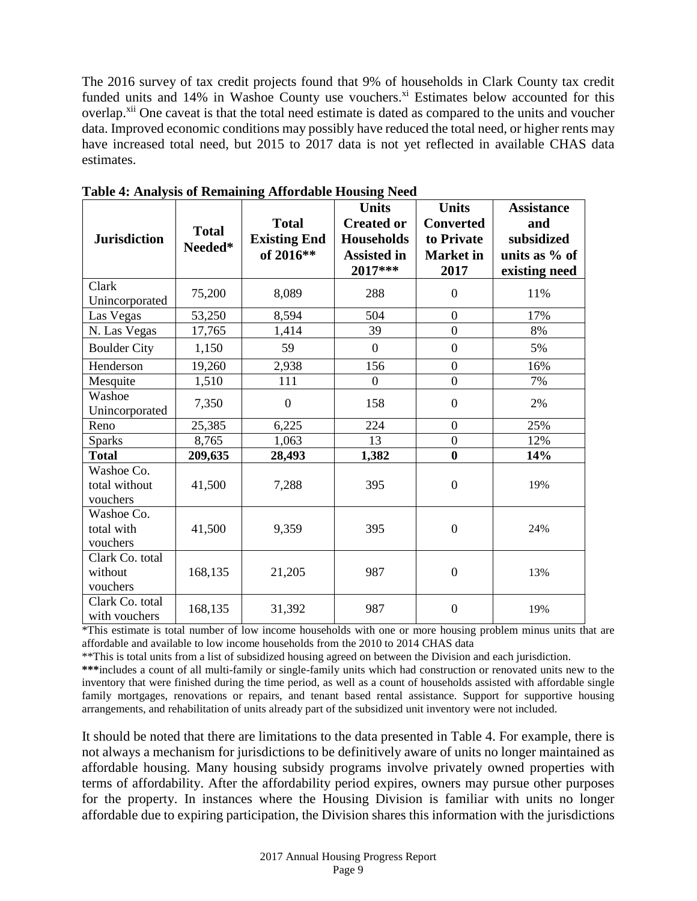The 2016 survey of tax credit projects found that 9% of households in Clark County tax credit funded units and 14% in Washoe County use vouchers.[xi] Estimates below accounted for this overlap.[xii] One caveat is that the total need estimate is dated as compared to the units and voucher data. Improved economic conditions may possibly have reduced the total need, or higher rents may have increased total need, but 2015 to 2017 data is not yet reflected in available CHAS data estimates.

**Table 4: Analysis of Remaining Affordable Housing Need**

| Jurisdiction | Total Needed* | Total Existing End of 2016** | Units Created or Households Assisted in 2017*** | Units Converted to Private Market in 2017 | Assistance and subsidized units as % of existing need |
|---|---|---|---|---|---|
| Clark Unincorporated | 75,200 | 8,089 | 288 | 0 | 11% |
| Las Vegas | 53,250 | 8,594 | 504 | 0 | 17% |
| N. Las Vegas | 17,765 | 1,414 | 39 | 0 | 8% |
| Boulder City | 1,150 | 59 | 0 | 0 | 5% |
| Henderson | 19,260 | 2,938 | 156 | 0 | 16% |
| Mesquite | 1,510 | 111 | 0 | 0 | 7% |
| Washoe Unincorporated | 7,350 | 0 | 158 | 0 | 2% |
| Reno | 25,385 | 6,225 | 224 | 0 | 25% |
| Sparks | 8,765 | 1,063 | 13 | 0 | 12% |
| **Total** | **209,635** | **28,493** | **1,382** | **0** | **14%** |
| Washoe Co. total without vouchers | 41,500 | 7,288 | 395 | 0 | 19% |
| Washoe Co. total with vouchers | 41,500 | 9,359 | 395 | 0 | 24% |
| Clark Co. total without vouchers | 168,135 | 21,205 | 987 | 0 | 13% |
| Clark Co. total with vouchers | 168,135 | 31,392 | 987 | 0 | 19% |

*This estimate is total number of low income households with one or more housing problem minus units that are affordable and available to low income households from the 2010 to 2014 CHAS data

**This is total units from a list of subsidized housing agreed on between the Division and each jurisdiction.

***includes a count of all multi-family or single-family units which had construction or renovated units new to the inventory that were finished during the time period, as well as a count of households assisted with affordable single family mortgages, renovations or repairs, and tenant based rental assistance. Support for supportive housing arrangements, and rehabilitation of units already part of the subsidized unit inventory were not included.

It should be noted that there are limitations to the data presented in Table 4. For example, there is not always a mechanism for jurisdictions to be definitively aware of units no longer maintained as affordable housing. Many housing subsidy programs involve privately owned properties with terms of affordability. After the affordability period expires, owners may pursue other purposes for the property. In instances where the Housing Division is familiar with units no longer affordable due to expiring participation, the Division shares this information with the jurisdictions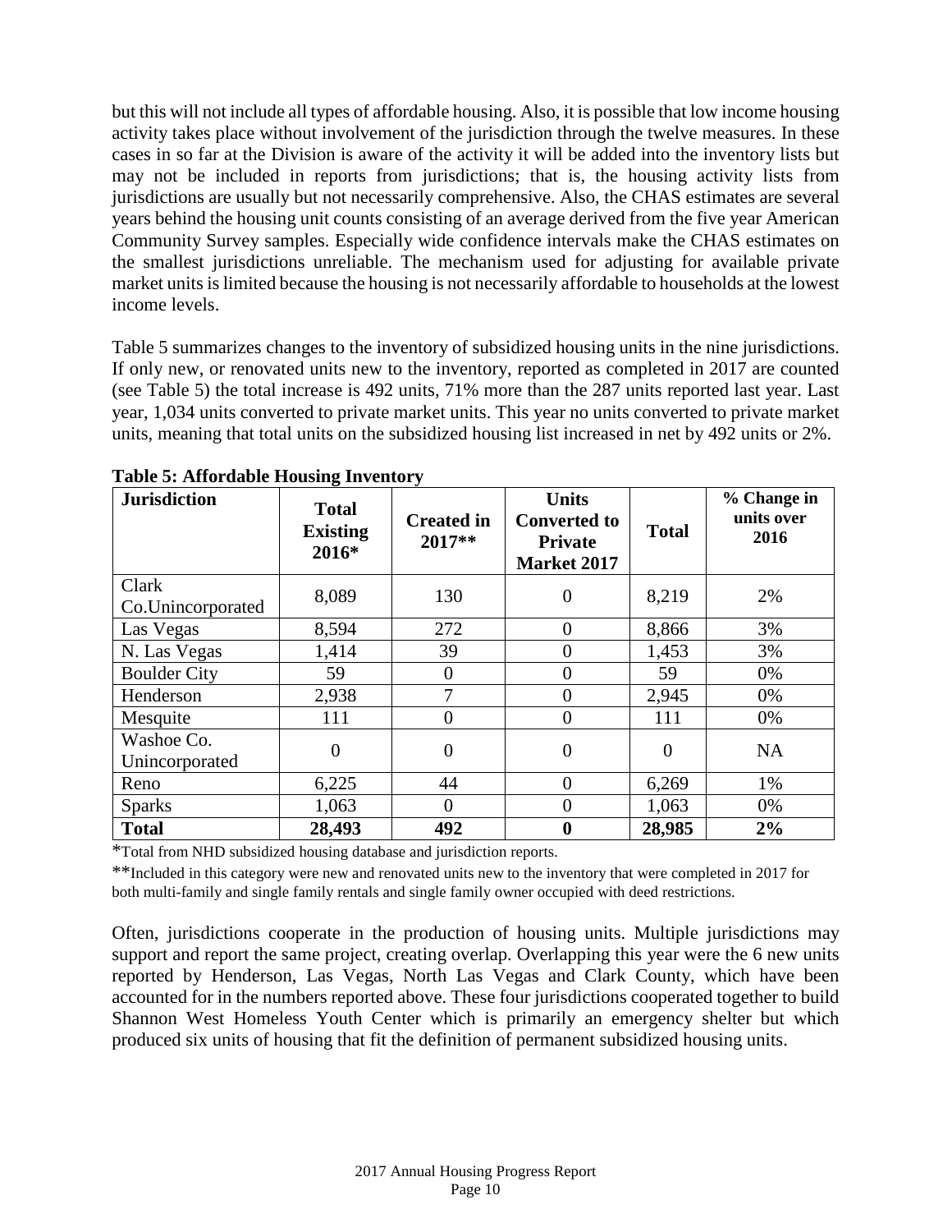but this will not include all types of affordable housing. Also, it is possible that low income housing activity takes place without involvement of the jurisdiction through the twelve measures. In these cases in so far at the Division is aware of the activity it will be added into the inventory lists but may not be included in reports from jurisdictions; that is, the housing activity lists from jurisdictions are usually but not necessarily comprehensive. Also, the CHAS estimates are several years behind the housing unit counts consisting of an average derived from the five year American Community Survey samples. Especially wide confidence intervals make the CHAS estimates on the smallest jurisdictions unreliable. The mechanism used for adjusting for available private market units is limited because the housing is not necessarily affordable to households at the lowest income levels.

Table 5 summarizes changes to the inventory of subsidized housing units in the nine jurisdictions. If only new, or renovated units new to the inventory, reported as completed in 2017 are counted (see Table 5) the total increase is 492 units, 71% more than the 287 units reported last year. Last year, 1,034 units converted to private market units. This year no units converted to private market units, meaning that total units on the subsidized housing list increased in net by 492 units or 2%.

**Table 5: Affordable Housing Inventory**

| Jurisdiction | Total Existing 2016* | Created in 2017** | Units Converted to Private Market 2017 | Total | % Change in units over 2016 |
|---|---|---|---|---|---|
| Clark Co.Unincorporated | 8,089 | 130 | 0 | 8,219 | 2% |
| Las Vegas | 8,594 | 272 | 0 | 8,866 | 3% |
| N. Las Vegas | 1,414 | 39 | 0 | 1,453 | 3% |
| Boulder City | 59 | 0 | 0 | 59 | 0% |
| Henderson | 2,938 | 7 | 0 | 2,945 | 0% |
| Mesquite | 111 | 0 | 0 | 111 | 0% |
| Washoe Co. Unincorporated | 0 | 0 | 0 | 0 | NA |
| Reno | 6,225 | 44 | 0 | 6,269 | 1% |
| Sparks | 1,063 | 0 | 0 | 1,063 | 0% |
| **Total** | **28,493** | **492** | **0** | **28,985** | **2%** |

*Total from NHD subsidized housing database and jurisdiction reports.

**Included in this category were new and renovated units new to the inventory that were completed in 2017 for both multi-family and single family rentals and single family owner occupied with deed restrictions.

Often, jurisdictions cooperate in the production of housing units. Multiple jurisdictions may support and report the same project, creating overlap. Overlapping this year were the 6 new units reported by Henderson, Las Vegas, North Las Vegas and Clark County, which have been accounted for in the numbers reported above. These four jurisdictions cooperated together to build Shannon West Homeless Youth Center which is primarily an emergency shelter but which produced six units of housing that fit the definition of permanent subsidized housing units.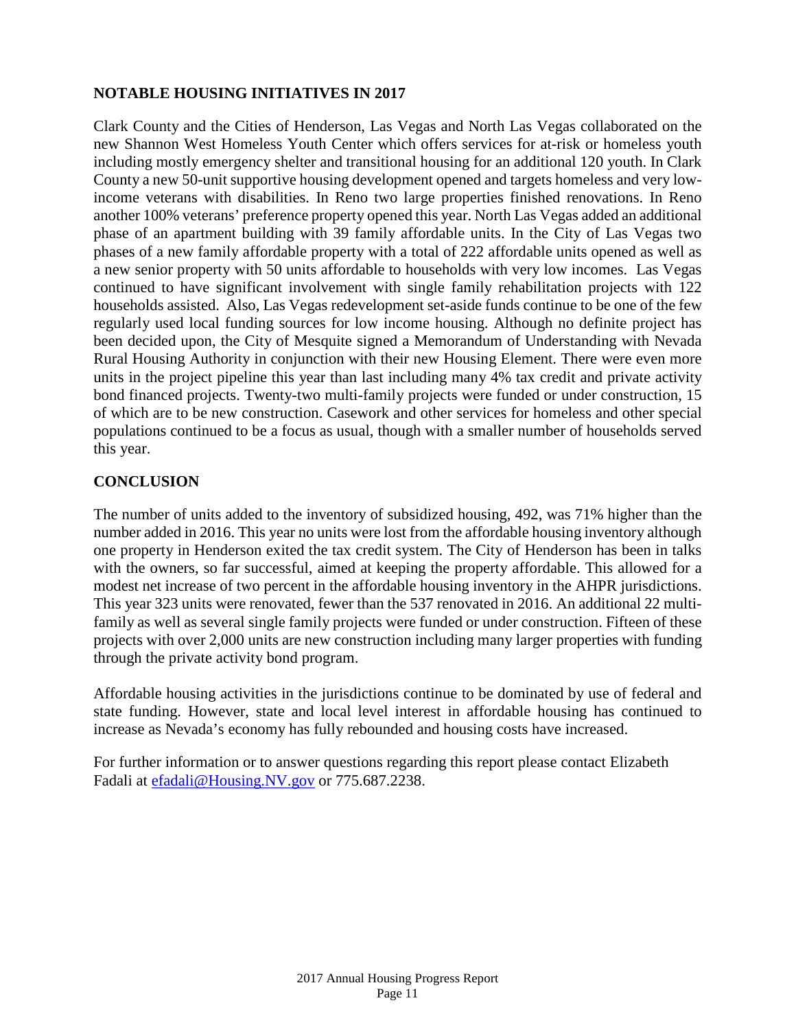## NOTABLE HOUSING INITIATIVES IN 2017

Clark County and the Cities of Henderson, Las Vegas and North Las Vegas collaborated on the new Shannon West Homeless Youth Center which offers services for at-risk or homeless youth including mostly emergency shelter and transitional housing for an additional 120 youth. In Clark County a new 50-unit supportive housing development opened and targets homeless and very low-income veterans with disabilities. In Reno two large properties finished renovations. In Reno another 100% veterans' preference property opened this year. North Las Vegas added an additional phase of an apartment building with 39 family affordable units. In the City of Las Vegas two phases of a new family affordable property with a total of 222 affordable units opened as well as a new senior property with 50 units affordable to households with very low incomes. Las Vegas continued to have significant involvement with single family rehabilitation projects with 122 households assisted. Also, Las Vegas redevelopment set-aside funds continue to be one of the few regularly used local funding sources for low income housing. Although no definite project has been decided upon, the City of Mesquite signed a Memorandum of Understanding with Nevada Rural Housing Authority in conjunction with their new Housing Element. There were even more units in the project pipeline this year than last including many 4% tax credit and private activity bond financed projects. Twenty-two multi-family projects were funded or under construction, 15 of which are to be new construction. Casework and other services for homeless and other special populations continued to be a focus as usual, though with a smaller number of households served this year.

## CONCLUSION

The number of units added to the inventory of subsidized housing, 492, was 71% higher than the number added in 2016. This year no units were lost from the affordable housing inventory although one property in Henderson exited the tax credit system. The City of Henderson has been in talks with the owners, so far successful, aimed at keeping the property affordable. This allowed for a modest net increase of two percent in the affordable housing inventory in the AHPR jurisdictions. This year 323 units were renovated, fewer than the 537 renovated in 2016. An additional 22 multi-family as well as several single family projects were funded or under construction. Fifteen of these projects with over 2,000 units are new construction including many larger properties with funding through the private activity bond program.

Affordable housing activities in the jurisdictions continue to be dominated by use of federal and state funding. However, state and local level interest in affordable housing has continued to increase as Nevada's economy has fully rebounded and housing costs have increased.

For further information or to answer questions regarding this report please contact Elizabeth Fadali at efadali@Housing.NV.gov or 775.687.2238.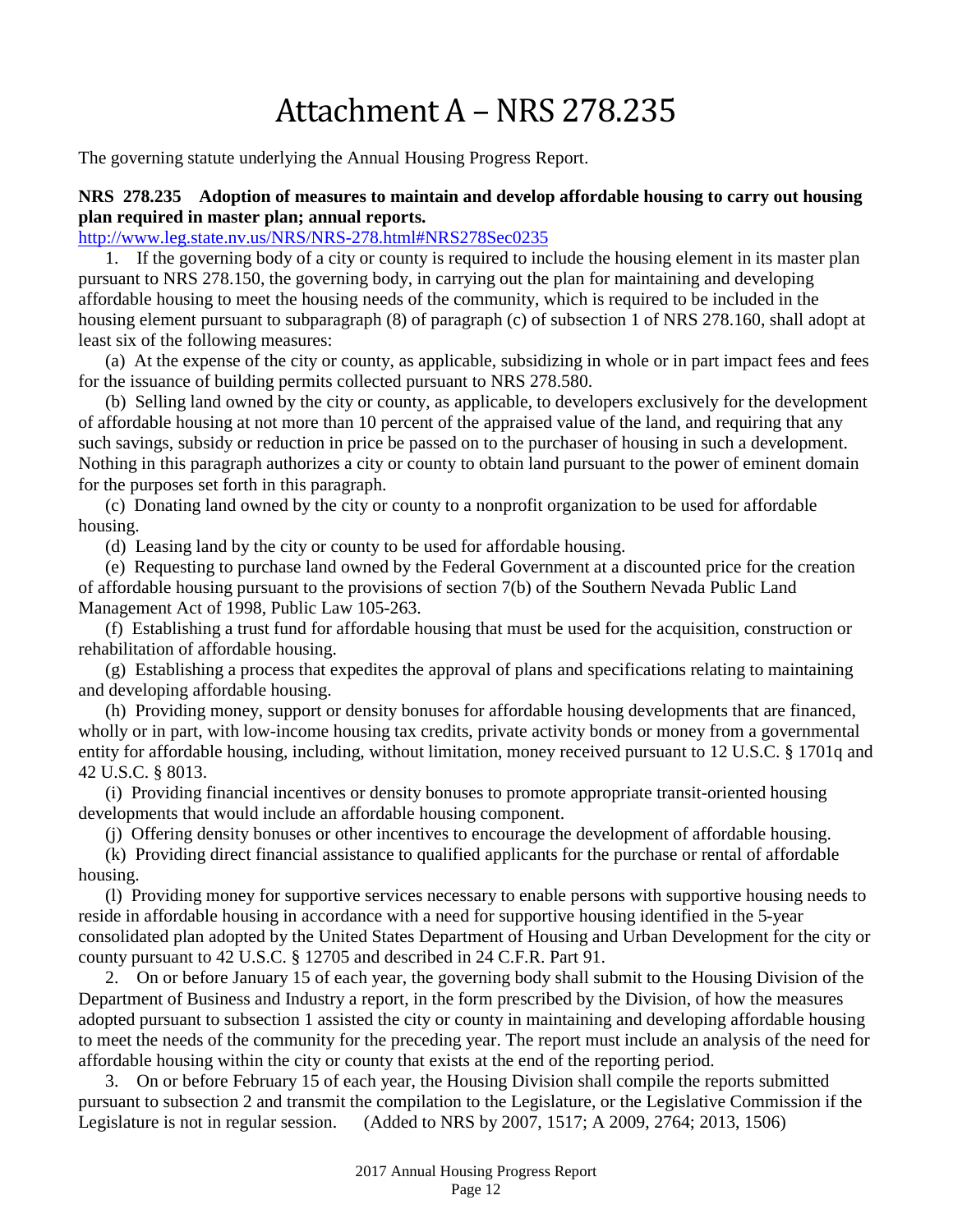# Attachment A – NRS 278.235

The governing statute underlying the Annual Housing Progress Report.

**NRS 278.235 Adoption of measures to maintain and develop affordable housing to carry out housing plan required in master plan; annual reports.**

http://www.leg.state.nv.us/NRS/NRS-278.html#NRS278Sec0235

1. If the governing body of a city or county is required to include the housing element in its master plan pursuant to NRS 278.150, the governing body, in carrying out the plan for maintaining and developing affordable housing to meet the housing needs of the community, which is required to be included in the housing element pursuant to subparagraph (8) of paragraph (c) of subsection 1 of NRS 278.160, shall adopt at least six of the following measures:

(a) At the expense of the city or county, as applicable, subsidizing in whole or in part impact fees and fees for the issuance of building permits collected pursuant to NRS 278.580.

(b) Selling land owned by the city or county, as applicable, to developers exclusively for the development of affordable housing at not more than 10 percent of the appraised value of the land, and requiring that any such savings, subsidy or reduction in price be passed on to the purchaser of housing in such a development. Nothing in this paragraph authorizes a city or county to obtain land pursuant to the power of eminent domain for the purposes set forth in this paragraph.

(c) Donating land owned by the city or county to a nonprofit organization to be used for affordable housing.

(d) Leasing land by the city or county to be used for affordable housing.

(e) Requesting to purchase land owned by the Federal Government at a discounted price for the creation of affordable housing pursuant to the provisions of section 7(b) of the Southern Nevada Public Land Management Act of 1998, Public Law 105-263.

(f) Establishing a trust fund for affordable housing that must be used for the acquisition, construction or rehabilitation of affordable housing.

(g) Establishing a process that expedites the approval of plans and specifications relating to maintaining and developing affordable housing.

(h) Providing money, support or density bonuses for affordable housing developments that are financed, wholly or in part, with low-income housing tax credits, private activity bonds or money from a governmental entity for affordable housing, including, without limitation, money received pursuant to 12 U.S.C. § 1701q and 42 U.S.C. § 8013.

(i) Providing financial incentives or density bonuses to promote appropriate transit-oriented housing developments that would include an affordable housing component.

(j) Offering density bonuses or other incentives to encourage the development of affordable housing.

(k) Providing direct financial assistance to qualified applicants for the purchase or rental of affordable housing.

(l) Providing money for supportive services necessary to enable persons with supportive housing needs to reside in affordable housing in accordance with a need for supportive housing identified in the 5-year consolidated plan adopted by the United States Department of Housing and Urban Development for the city or county pursuant to 42 U.S.C. § 12705 and described in 24 C.F.R. Part 91.

2. On or before January 15 of each year, the governing body shall submit to the Housing Division of the Department of Business and Industry a report, in the form prescribed by the Division, of how the measures adopted pursuant to subsection 1 assisted the city or county in maintaining and developing affordable housing to meet the needs of the community for the preceding year. The report must include an analysis of the need for affordable housing within the city or county that exists at the end of the reporting period.

3. On or before February 15 of each year, the Housing Division shall compile the reports submitted pursuant to subsection 2 and transmit the compilation to the Legislature, or the Legislative Commission if the Legislature is not in regular session. (Added to NRS by 2007, 1517; A 2009, 2764; 2013, 1506)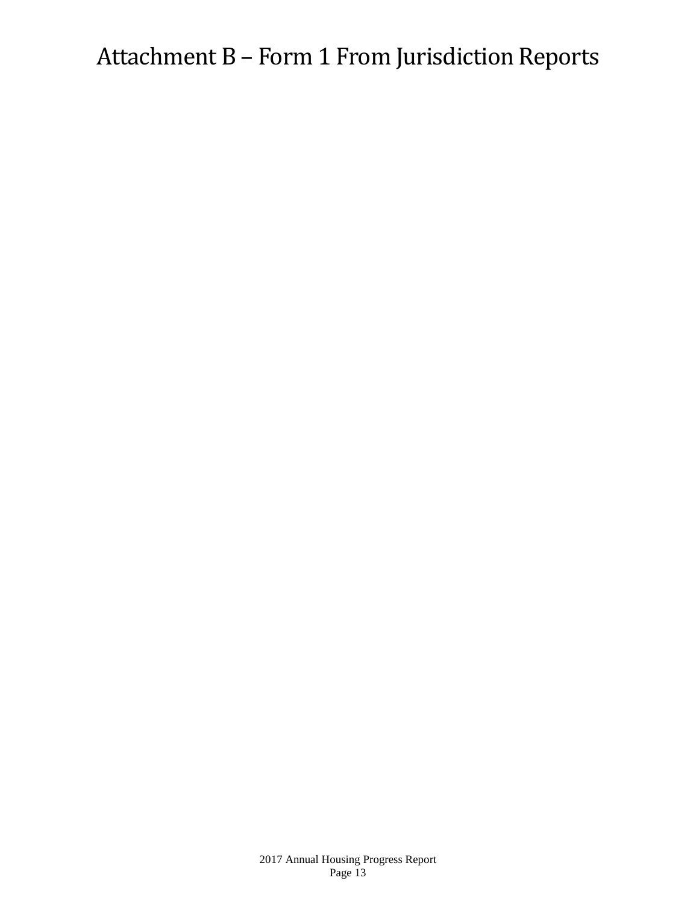# Attachment B – Form 1 From Jurisdiction Reports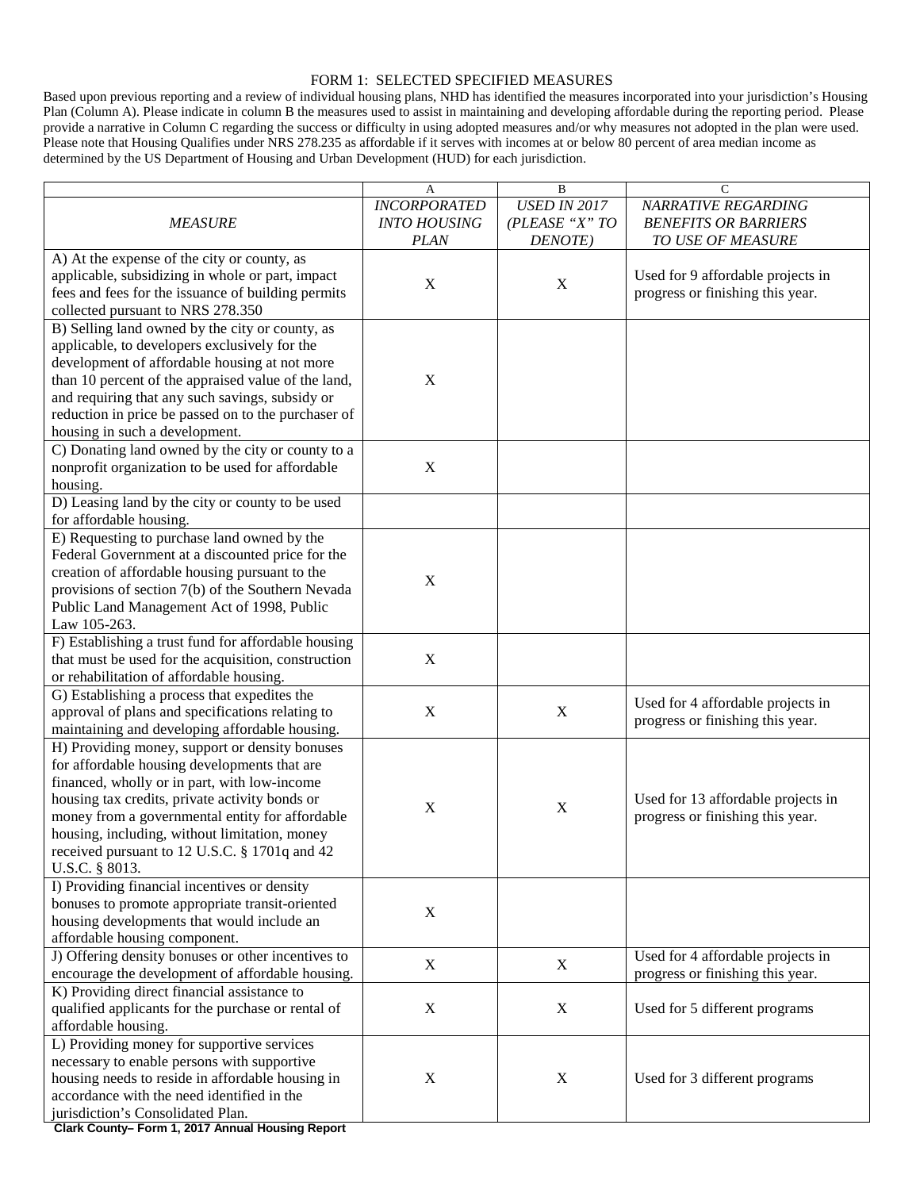# FORM 1: SELECTED SPECIFIED MEASURES

Based upon previous reporting and a review of individual housing plans, NHD has identified the measures incorporated into your jurisdiction's Housing Plan (Column A). Please indicate in column B the measures used to assist in maintaining and developing affordable during the reporting period. Please provide a narrative in Column C regarding the success or difficulty in using adopted measures and/or why measures not adopted in the plan were used. Please note that Housing Qualifies under NRS 278.235 as affordable if it serves with incomes at or below 80 percent of area median income as determined by the US Department of Housing and Urban Development (HUD) for each jurisdiction.

| | A | B | C |
|---|---|---|---|
| *MEASURE* | *INCORPORATED INTO HOUSING PLAN* | *USED IN 2017 (PLEASE "X" TO DENOTE)* | *NARRATIVE REGARDING BENEFITS OR BARRIERS TO USE OF MEASURE* |
| A) At the expense of the city or county, as applicable, subsidizing in whole or part, impact fees and fees for the issuance of building permits collected pursuant to NRS 278.350 | X | X | Used for 9 affordable projects in progress or finishing this year. |
| B) Selling land owned by the city or county, as applicable, to developers exclusively for the development of affordable housing at not more than 10 percent of the appraised value of the land, and requiring that any such savings, subsidy or reduction in price be passed on to the purchaser of housing in such a development. | X | | |
| C) Donating land owned by the city or county to a nonprofit organization to be used for affordable housing. | X | | |
| D) Leasing land by the city or county to be used for affordable housing. | | | |
| E) Requesting to purchase land owned by the Federal Government at a discounted price for the creation of affordable housing pursuant to the provisions of section 7(b) of the Southern Nevada Public Land Management Act of 1998, Public Law 105-263. | X | | |
| F) Establishing a trust fund for affordable housing that must be used for the acquisition, construction or rehabilitation of affordable housing. | X | | |
| G) Establishing a process that expedites the approval of plans and specifications relating to maintaining and developing affordable housing. | X | X | Used for 4 affordable projects in progress or finishing this year. |
| H) Providing money, support or density bonuses for affordable housing developments that are financed, wholly or in part, with low-income housing tax credits, private activity bonds or money from a governmental entity for affordable housing, including, without limitation, money received pursuant to 12 U.S.C. § 1701q and 42 U.S.C. § 8013. | X | X | Used for 13 affordable projects in progress or finishing this year. |
| I) Providing financial incentives or density bonuses to promote appropriate transit-oriented housing developments that would include an affordable housing component. | X | | |
| J) Offering density bonuses or other incentives to encourage the development of affordable housing. | X | X | Used for 4 affordable projects in progress or finishing this year. |
| K) Providing direct financial assistance to qualified applicants for the purchase or rental of affordable housing. | X | X | Used for 5 different programs |
| L) Providing money for supportive services necessary to enable persons with supportive housing needs to reside in affordable housing in accordance with the need identified in the jurisdiction's Consolidated Plan. | X | X | Used for 3 different programs |

**Clark County– Form 1, 2017 Annual Housing Report**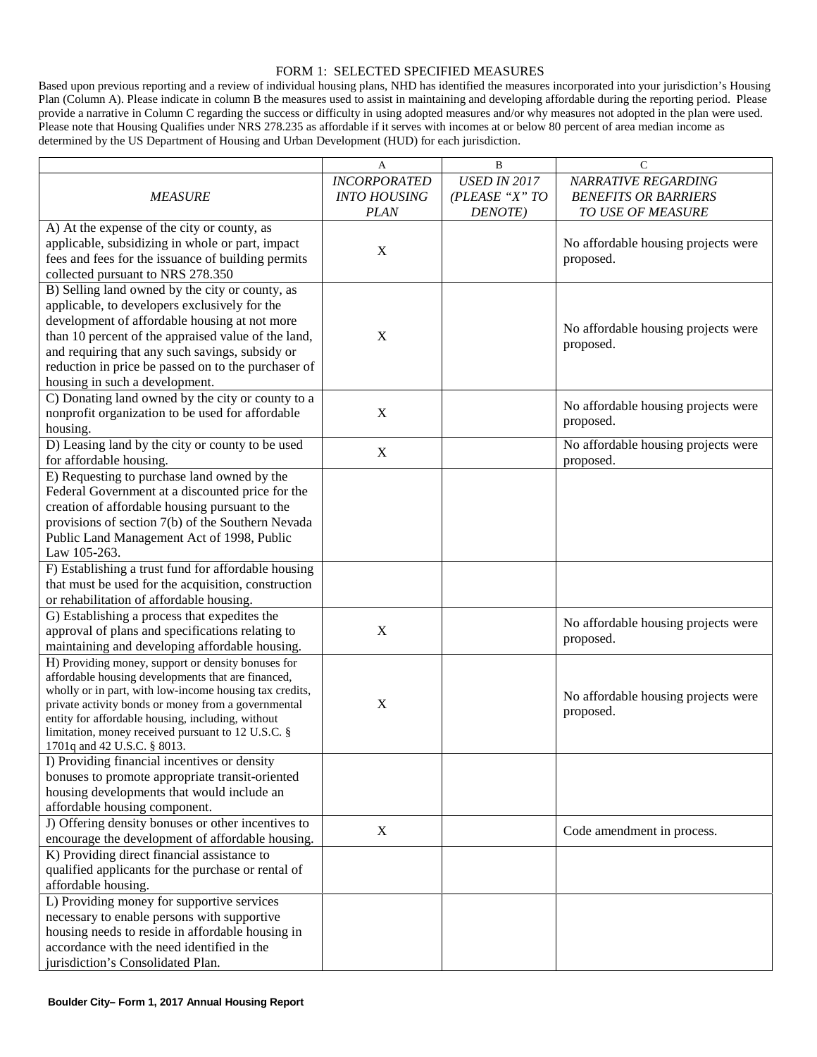# FORM 1: SELECTED SPECIFIED MEASURES

Based upon previous reporting and a review of individual housing plans, NHD has identified the measures incorporated into your jurisdiction's Housing Plan (Column A). Please indicate in column B the measures used to assist in maintaining and developing affordable during the reporting period. Please provide a narrative in Column C regarding the success or difficulty in using adopted measures and/or why measures not adopted in the plan were used. Please note that Housing Qualifies under NRS 278.235 as affordable if it serves with incomes at or below 80 percent of area median income as determined by the US Department of Housing and Urban Development (HUD) for each jurisdiction.

| | A | B | C |
|---|---|---|---|
| *MEASURE* | *INCORPORATED INTO HOUSING PLAN* | *USED IN 2017 (PLEASE "X" TO DENOTE)* | *NARRATIVE REGARDING BENEFITS OR BARRIERS TO USE OF MEASURE* |
| A) At the expense of the city or county, as applicable, subsidizing in whole or part, impact fees and fees for the issuance of building permits collected pursuant to NRS 278.350 | X | | No affordable housing projects were proposed. |
| B) Selling land owned by the city or county, as applicable, to developers exclusively for the development of affordable housing at not more than 10 percent of the appraised value of the land, and requiring that any such savings, subsidy or reduction in price be passed on to the purchaser of housing in such a development. | X | | No affordable housing projects were proposed. |
| C) Donating land owned by the city or county to a nonprofit organization to be used for affordable housing. | X | | No affordable housing projects were proposed. |
| D) Leasing land by the city or county to be used for affordable housing. | X | | No affordable housing projects were proposed. |
| E) Requesting to purchase land owned by the Federal Government at a discounted price for the creation of affordable housing pursuant to the provisions of section 7(b) of the Southern Nevada Public Land Management Act of 1998, Public Law 105-263. | | | |
| F) Establishing a trust fund for affordable housing that must be used for the acquisition, construction or rehabilitation of affordable housing. | | | |
| G) Establishing a process that expedites the approval of plans and specifications relating to maintaining and developing affordable housing. | X | | No affordable housing projects were proposed. |
| H) Providing money, support or density bonuses for affordable housing developments that are financed, wholly or in part, with low-income housing tax credits, private activity bonds or money from a governmental entity for affordable housing, including, without limitation, money received pursuant to 12 U.S.C. § 1701q and 42 U.S.C. § 8013. | X | | No affordable housing projects were proposed. |
| I) Providing financial incentives or density bonuses to promote appropriate transit-oriented housing developments that would include an affordable housing component. | | | |
| J) Offering density bonuses or other incentives to encourage the development of affordable housing. | X | | Code amendment in process. |
| K) Providing direct financial assistance to qualified applicants for the purchase or rental of affordable housing. | | | |
| L) Providing money for supportive services necessary to enable persons with supportive housing needs to reside in affordable housing in accordance with the need identified in the jurisdiction's Consolidated Plan. | | | |

**Boulder City– Form 1, 2017 Annual Housing Report**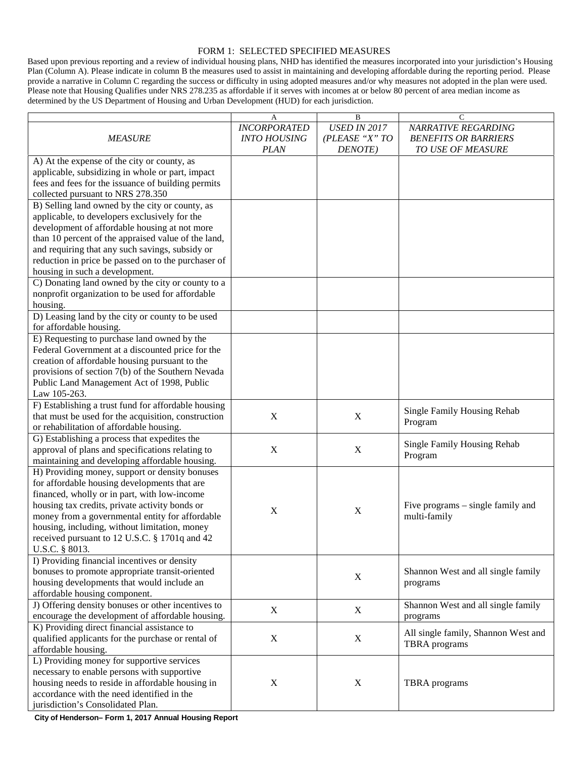# FORM 1: SELECTED SPECIFIED MEASURES

Based upon previous reporting and a review of individual housing plans, NHD has identified the measures incorporated into your jurisdiction's Housing Plan (Column A). Please indicate in column B the measures used to assist in maintaining and developing affordable during the reporting period. Please provide a narrative in Column C regarding the success or difficulty in using adopted measures and/or why measures not adopted in the plan were used. Please note that Housing Qualifies under NRS 278.235 as affordable if it serves with incomes at or below 80 percent of area median income as determined by the US Department of Housing and Urban Development (HUD) for each jurisdiction.

| | A | B | C |
|---|---|---|---|
| *MEASURE* | *INCORPORATED INTO HOUSING PLAN* | *USED IN 2017 (PLEASE "X" TO DENOTE)* | *NARRATIVE REGARDING BENEFITS OR BARRIERS TO USE OF MEASURE* |
| A) At the expense of the city or county, as applicable, subsidizing in whole or part, impact fees and fees for the issuance of building permits collected pursuant to NRS 278.350 | | | |
| B) Selling land owned by the city or county, as applicable, to developers exclusively for the development of affordable housing at not more than 10 percent of the appraised value of the land, and requiring that any such savings, subsidy or reduction in price be passed on to the purchaser of housing in such a development. | | | |
| C) Donating land owned by the city or county to a nonprofit organization to be used for affordable housing. | | | |
| D) Leasing land by the city or county to be used for affordable housing. | | | |
| E) Requesting to purchase land owned by the Federal Government at a discounted price for the creation of affordable housing pursuant to the provisions of section 7(b) of the Southern Nevada Public Land Management Act of 1998, Public Law 105-263. | | | |
| F) Establishing a trust fund for affordable housing that must be used for the acquisition, construction or rehabilitation of affordable housing. | X | X | Single Family Housing Rehab Program |
| G) Establishing a process that expedites the approval of plans and specifications relating to maintaining and developing affordable housing. | X | X | Single Family Housing Rehab Program |
| H) Providing money, support or density bonuses for affordable housing developments that are financed, wholly or in part, with low-income housing tax credits, private activity bonds or money from a governmental entity for affordable housing, including, without limitation, money received pursuant to 12 U.S.C. § 1701q and 42 U.S.C. § 8013. | X | X | Five programs – single family and multi-family |
| I) Providing financial incentives or density bonuses to promote appropriate transit-oriented housing developments that would include an affordable housing component. | | X | Shannon West and all single family programs |
| J) Offering density bonuses or other incentives to encourage the development of affordable housing. | X | X | Shannon West and all single family programs |
| K) Providing direct financial assistance to qualified applicants for the purchase or rental of affordable housing. | X | X | All single family, Shannon West and TBRA programs |
| L) Providing money for supportive services necessary to enable persons with supportive housing needs to reside in affordable housing in accordance with the need identified in the jurisdiction's Consolidated Plan. | X | X | TBRA programs |

**City of Henderson– Form 1, 2017 Annual Housing Report**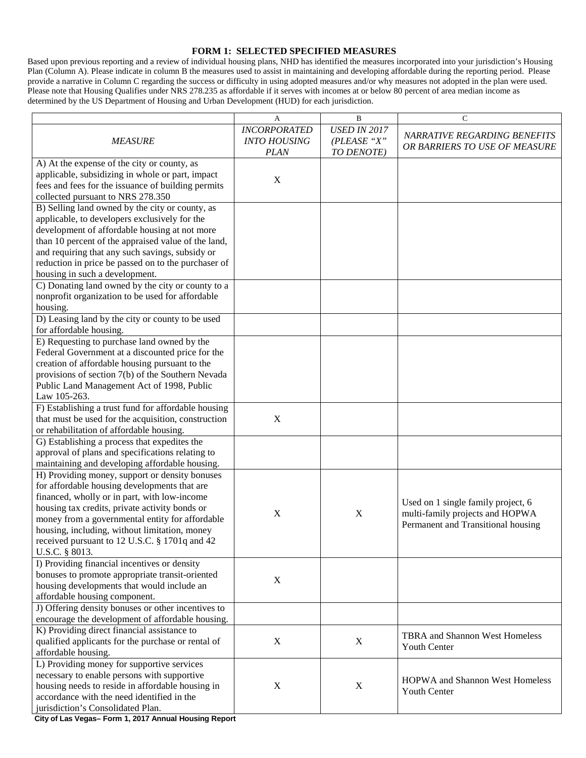### FORM 1: SELECTED SPECIFIED MEASURES

Based upon previous reporting and a review of individual housing plans, NHD has identified the measures incorporated into your jurisdiction's Housing Plan (Column A). Please indicate in column B the measures used to assist in maintaining and developing affordable during the reporting period. Please provide a narrative in Column C regarding the success or difficulty in using adopted measures and/or why measures not adopted in the plan were used. Please note that Housing Qualifies under NRS 278.235 as affordable if it serves with incomes at or below 80 percent of area median income as determined by the US Department of Housing and Urban Development (HUD) for each jurisdiction.

| | A | B | C |
|---|---|---|---|
| *MEASURE* | *INCORPORATED INTO HOUSING PLAN* | *USED IN 2017 (PLEASE "X" TO DENOTE)* | *NARRATIVE REGARDING BENEFITS OR BARRIERS TO USE OF MEASURE* |
| A) At the expense of the city or county, as applicable, subsidizing in whole or part, impact fees and fees for the issuance of building permits collected pursuant to NRS 278.350 | X | | |
| B) Selling land owned by the city or county, as applicable, to developers exclusively for the development of affordable housing at not more than 10 percent of the appraised value of the land, and requiring that any such savings, subsidy or reduction in price be passed on to the purchaser of housing in such a development. | | | |
| C) Donating land owned by the city or county to a nonprofit organization to be used for affordable housing. | | | |
| D) Leasing land by the city or county to be used for affordable housing. | | | |
| E) Requesting to purchase land owned by the Federal Government at a discounted price for the creation of affordable housing pursuant to the provisions of section 7(b) of the Southern Nevada Public Land Management Act of 1998, Public Law 105-263. | | | |
| F) Establishing a trust fund for affordable housing that must be used for the acquisition, construction or rehabilitation of affordable housing. | X | | |
| G) Establishing a process that expedites the approval of plans and specifications relating to maintaining and developing affordable housing. | | | |
| H) Providing money, support or density bonuses for affordable housing developments that are financed, wholly or in part, with low-income housing tax credits, private activity bonds or money from a governmental entity for affordable housing, including, without limitation, money received pursuant to 12 U.S.C. § 1701q and 42 U.S.C. § 8013. | X | X | Used on 1 single family project, 6 multi-family projects and HOPWA Permanent and Transitional housing |
| I) Providing financial incentives or density bonuses to promote appropriate transit-oriented housing developments that would include an affordable housing component. | X | | |
| J) Offering density bonuses or other incentives to encourage the development of affordable housing. | | | |
| K) Providing direct financial assistance to qualified applicants for the purchase or rental of affordable housing. | X | X | TBRA and Shannon West Homeless Youth Center |
| L) Providing money for supportive services necessary to enable persons with supportive housing needs to reside in affordable housing in accordance with the need identified in the jurisdiction's Consolidated Plan. | X | X | HOPWA and Shannon West Homeless Youth Center |

**City of Las Vegas– Form 1, 2017 Annual Housing Report**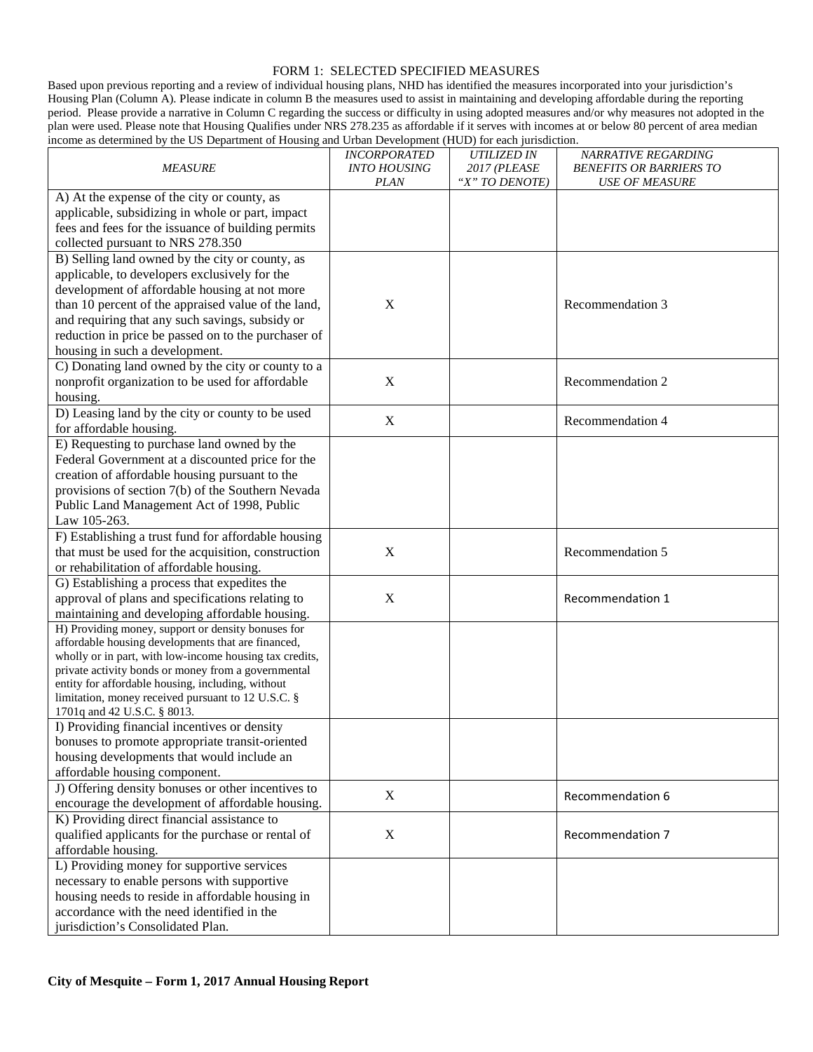FORM 1: SELECTED SPECIFIED MEASURES

Based upon previous reporting and a review of individual housing plans, NHD has identified the measures incorporated into your jurisdiction's Housing Plan (Column A). Please indicate in column B the measures used to assist in maintaining and developing affordable during the reporting period. Please provide a narrative in Column C regarding the success or difficulty in using adopted measures and/or why measures not adopted in the plan were used. Please note that Housing Qualifies under NRS 278.235 as affordable if it serves with incomes at or below 80 percent of area median income as determined by the US Department of Housing and Urban Development (HUD) for each jurisdiction.

| *MEASURE* | *INCORPORATED INTO HOUSING PLAN* | *UTILIZED IN 2017 (PLEASE "X" TO DENOTE)* | *NARRATIVE REGARDING BENEFITS OR BARRIERS TO USE OF MEASURE* |
|---|---|---|---|
| A) At the expense of the city or county, as applicable, subsidizing in whole or part, impact fees and fees for the issuance of building permits collected pursuant to NRS 278.350 | | | |
| B) Selling land owned by the city or county, as applicable, to developers exclusively for the development of affordable housing at not more than 10 percent of the appraised value of the land, and requiring that any such savings, subsidy or reduction in price be passed on to the purchaser of housing in such a development. | X | | Recommendation 3 |
| C) Donating land owned by the city or county to a nonprofit organization to be used for affordable housing. | X | | Recommendation 2 |
| D) Leasing land by the city or county to be used for affordable housing. | X | | Recommendation 4 |
| E) Requesting to purchase land owned by the Federal Government at a discounted price for the creation of affordable housing pursuant to the provisions of section 7(b) of the Southern Nevada Public Land Management Act of 1998, Public Law 105-263. | | | |
| F) Establishing a trust fund for affordable housing that must be used for the acquisition, construction or rehabilitation of affordable housing. | X | | Recommendation 5 |
| G) Establishing a process that expedites the approval of plans and specifications relating to maintaining and developing affordable housing. | X | | Recommendation 1 |
| H) Providing money, support or density bonuses for affordable housing developments that are financed, wholly or in part, with low-income housing tax credits, private activity bonds or money from a governmental entity for affordable housing, including, without limitation, money received pursuant to 12 U.S.C. § 1701q and 42 U.S.C. § 8013. | | | |
| I) Providing financial incentives or density bonuses to promote appropriate transit-oriented housing developments that would include an affordable housing component. | | | |
| J) Offering density bonuses or other incentives to encourage the development of affordable housing. | X | | Recommendation 6 |
| K) Providing direct financial assistance to qualified applicants for the purchase or rental of affordable housing. | X | | Recommendation 7 |
| L) Providing money for supportive services necessary to enable persons with supportive housing needs to reside in affordable housing in accordance with the need identified in the jurisdiction's Consolidated Plan. | | | |

**City of Mesquite – Form 1, 2017 Annual Housing Report**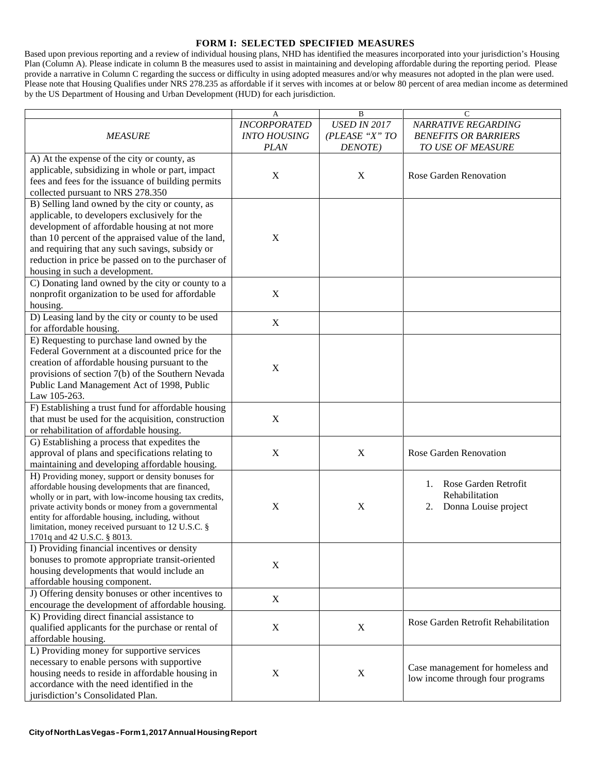## FORM I: SELECTED SPECIFIED MEASURES

Based upon previous reporting and a review of individual housing plans, NHD has identified the measures incorporated into your jurisdiction's Housing Plan (Column A). Please indicate in column B the measures used to assist in maintaining and developing affordable during the reporting period. Please provide a narrative in Column C regarding the success or difficulty in using adopted measures and/or why measures not adopted in the plan were used. Please note that Housing Qualifies under NRS 278.235 as affordable if it serves with incomes at or below 80 percent of area median income as determined by the US Department of Housing and Urban Development (HUD) for each jurisdiction.

| | A | B | C |
|---|---|---|---|
| *MEASURE* | *INCORPORATED INTO HOUSING PLAN* | *USED IN 2017 (PLEASE "X" TO DENOTE)* | *NARRATIVE REGARDING BENEFITS OR BARRIERS TO USE OF MEASURE* |
| A) At the expense of the city or county, as applicable, subsidizing in whole or part, impact fees and fees for the issuance of building permits collected pursuant to NRS 278.350 | X | X | Rose Garden Renovation |
| B) Selling land owned by the city or county, as applicable, to developers exclusively for the development of affordable housing at not more than 10 percent of the appraised value of the land, and requiring that any such savings, subsidy or reduction in price be passed on to the purchaser of housing in such a development. | X | | |
| C) Donating land owned by the city or county to a nonprofit organization to be used for affordable housing. | X | | |
| D) Leasing land by the city or county to be used for affordable housing. | X | | |
| E) Requesting to purchase land owned by the Federal Government at a discounted price for the creation of affordable housing pursuant to the provisions of section 7(b) of the Southern Nevada Public Land Management Act of 1998, Public Law 105-263. | X | | |
| F) Establishing a trust fund for affordable housing that must be used for the acquisition, construction or rehabilitation of affordable housing. | X | | |
| G) Establishing a process that expedites the approval of plans and specifications relating to maintaining and developing affordable housing. | X | X | Rose Garden Renovation |
| H) Providing money, support or density bonuses for affordable housing developments that are financed, wholly or in part, with low-income housing tax credits, private activity bonds or money from a governmental entity for affordable housing, including, without limitation, money received pursuant to 12 U.S.C. § 1701q and 42 U.S.C. § 8013. | X | X | 1. Rose Garden Retrofit Rehabilitation<br>2. Donna Louise project |
| I) Providing financial incentives or density bonuses to promote appropriate transit-oriented housing developments that would include an affordable housing component. | X | | |
| J) Offering density bonuses or other incentives to encourage the development of affordable housing. | X | | |
| K) Providing direct financial assistance to qualified applicants for the purchase or rental of affordable housing. | X | X | Rose Garden Retrofit Rehabilitation |
| L) Providing money for supportive services necessary to enable persons with supportive housing needs to reside in affordable housing in accordance with the need identified in the jurisdiction's Consolidated Plan. | X | X | Case management for homeless and low income through four programs |

**City of North Las Vegas - Form 1, 2017 Annual Housing Report**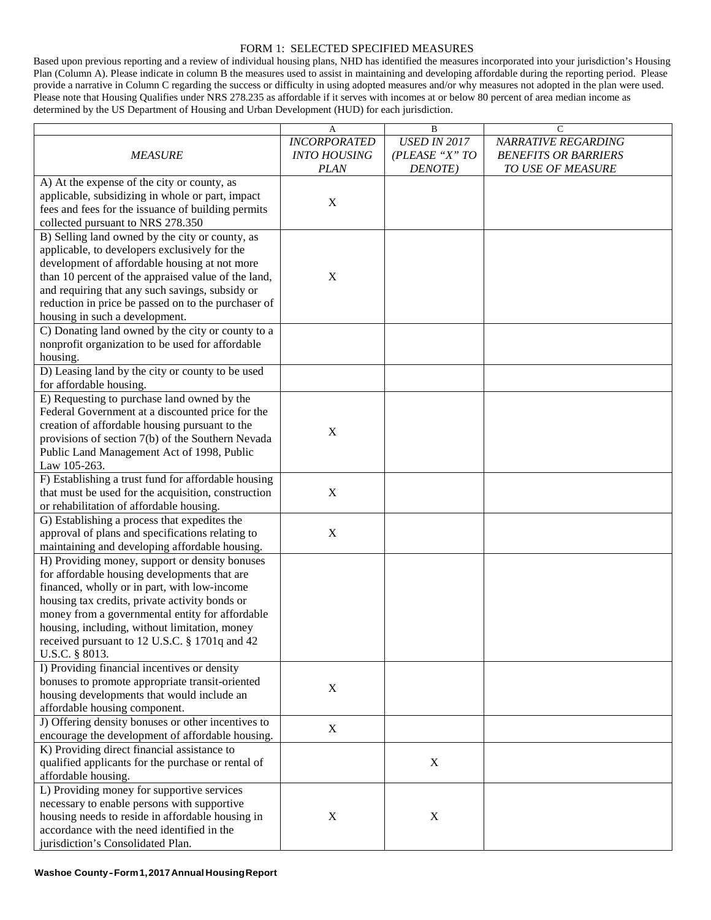FORM 1: SELECTED SPECIFIED MEASURES

Based upon previous reporting and a review of individual housing plans, NHD has identified the measures incorporated into your jurisdiction's Housing Plan (Column A). Please indicate in column B the measures used to assist in maintaining and developing affordable during the reporting period. Please provide a narrative in Column C regarding the success or difficulty in using adopted measures and/or why measures not adopted in the plan were used. Please note that Housing Qualifies under NRS 278.235 as affordable if it serves with incomes at or below 80 percent of area median income as determined by the US Department of Housing and Urban Development (HUD) for each jurisdiction.

| | A | B | C |
|---|---|---|---|
| *MEASURE* | *INCORPORATED INTO HOUSING PLAN* | *USED IN 2017 (PLEASE "X" TO DENOTE)* | *NARRATIVE REGARDING BENEFITS OR BARRIERS TO USE OF MEASURE* |
| A) At the expense of the city or county, as applicable, subsidizing in whole or part, impact fees and fees for the issuance of building permits collected pursuant to NRS 278.350 | X | | |
| B) Selling land owned by the city or county, as applicable, to developers exclusively for the development of affordable housing at not more than 10 percent of the appraised value of the land, and requiring that any such savings, subsidy or reduction in price be passed on to the purchaser of housing in such a development. | X | | |
| C) Donating land owned by the city or county to a nonprofit organization to be used for affordable housing. | | | |
| D) Leasing land by the city or county to be used for affordable housing. | | | |
| E) Requesting to purchase land owned by the Federal Government at a discounted price for the creation of affordable housing pursuant to the provisions of section 7(b) of the Southern Nevada Public Land Management Act of 1998, Public Law 105-263. | X | | |
| F) Establishing a trust fund for affordable housing that must be used for the acquisition, construction or rehabilitation of affordable housing. | X | | |
| G) Establishing a process that expedites the approval of plans and specifications relating to maintaining and developing affordable housing. | X | | |
| H) Providing money, support or density bonuses for affordable housing developments that are financed, wholly or in part, with low-income housing tax credits, private activity bonds or money from a governmental entity for affordable housing, including, without limitation, money received pursuant to 12 U.S.C. § 1701q and 42 U.S.C. § 8013. | | | |
| I) Providing financial incentives or density bonuses to promote appropriate transit-oriented housing developments that would include an affordable housing component. | X | | |
| J) Offering density bonuses or other incentives to encourage the development of affordable housing. | X | | |
| K) Providing direct financial assistance to qualified applicants for the purchase or rental of affordable housing. | | X | |
| L) Providing money for supportive services necessary to enable persons with supportive housing needs to reside in affordable housing in accordance with the need identified in the jurisdiction's Consolidated Plan. | X | X | |

**Washoe County - Form 1, 2017 Annual Housing Report**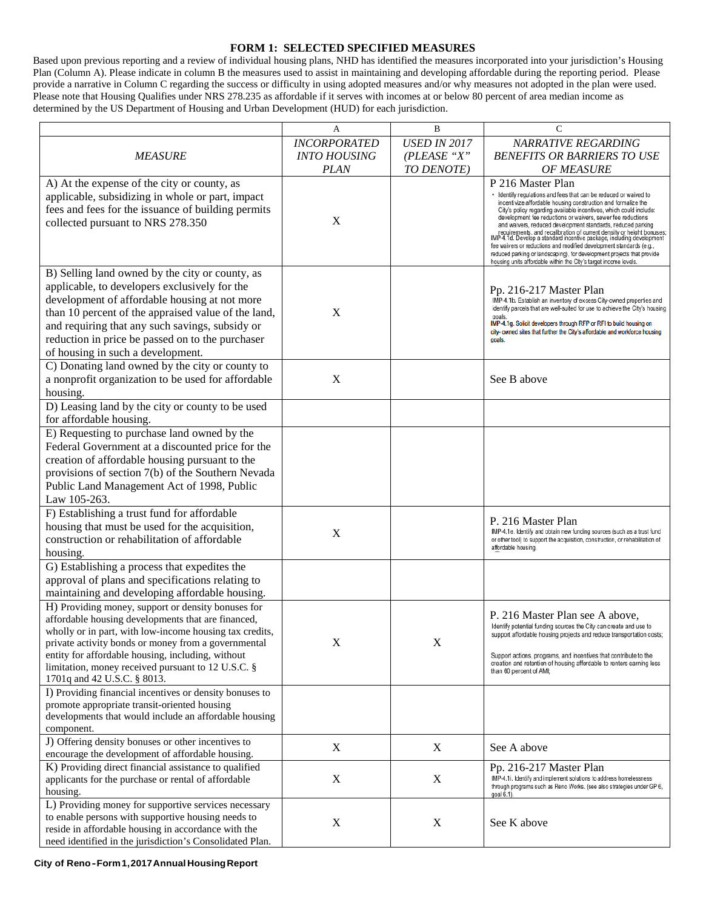# FORM 1: SELECTED SPECIFIED MEASURES

Based upon previous reporting and a review of individual housing plans, NHD has identified the measures incorporated into your jurisdiction's Housing Plan (Column A). Please indicate in column B the measures used to assist in maintaining and developing affordable during the reporting period. Please provide a narrative in Column C regarding the success or difficulty in using adopted measures and/or why measures not adopted in the plan were used. Please note that Housing Qualifies under NRS 278.235 as affordable if it serves with incomes at or below 80 percent of area median income as determined by the US Department of Housing and Urban Development (HUD) for each jurisdiction.

| | A | B | C |
|---|---|---|---|
| *MEASURE* | *INCORPORATED INTO HOUSING PLAN* | *USED IN 2017 (PLEASE "X" TO DENOTE)* | *NARRATIVE REGARDING BENEFITS OR BARRIERS TO USE OF MEASURE* |
| A) At the expense of the city or county, as applicable, subsidizing in whole or part, impact fees and fees for the issuance of building permits collected pursuant to NRS 278.350 | X | | P 216 Master Plan<br>• Identify regulations and fees that can be reduced or waived to incentivize affordable housing construction and formalize the City's policy regarding available incentives, which could include: development fee reductions or waivers, sewer fee reductions and waivers, reduced development standards, reduced parking requirements, and recalibration of current density or height bonuses;<br>IMP-4.1d. Develop a standard incentive package, including development fee waivers or reductions and modified development standards (e.g., reduced parking or landscaping), for development projects that provide housing units affordable within the City's target income levels. |
| B) Selling land owned by the city or county, as applicable, to developers exclusively for the development of affordable housing at not more than 10 percent of the appraised value of the land, and requiring that any such savings, subsidy or reduction in price be passed on to the purchaser of housing in such a development. | X | | Pp. 216-217 Master Plan<br>IMP-4.1b. Establish an inventory of excess City-owned properties and identify parcels that are well-suited for use to achieve the City's housing goals.<br>IMP-4.1g. Solicit developers through RFP or RFI to build housing on city- owned sites that further the City's affordable and workforce housing goals. |
| C) Donating land owned by the city or county to a nonprofit organization to be used for affordable housing. | X | | See B above |
| D) Leasing land by the city or county to be used for affordable housing. | | | |
| E) Requesting to purchase land owned by the Federal Government at a discounted price for the creation of affordable housing pursuant to the provisions of section 7(b) of the Southern Nevada Public Land Management Act of 1998, Public Law 105-263. | | | |
| F) Establishing a trust fund for affordable housing that must be used for the acquisition, construction or rehabilitation of affordable housing. | X | | P. 216 Master Plan<br>IMP-4.1e. Identify and obtain new funding sources (such as a trust fund or other tool) to support the acquisition, construction, or rehabilitation of affordable housing. |
| G) Establishing a process that expedites the approval of plans and specifications relating to maintaining and developing affordable housing. | | | |
| H) Providing money, support or density bonuses for affordable housing developments that are financed, wholly or in part, with low-income housing tax credits, private activity bonds or money from a governmental entity for affordable housing, including, without limitation, money received pursuant to 12 U.S.C. § 1701q and 42 U.S.C. § 8013. | X | X | P. 216 Master Plan see A above,<br>Identify potential funding sources the City can create and use to support affordable housing projects and reduce transportation costs;<br>Support actions, programs, and incentives that contribute to the creation and retention of housing affordable to renters earning less than 60 percent of AMI; |
| I) Providing financial incentives or density bonuses to promote appropriate transit-oriented housing developments that would include an affordable housing component. | | | |
| J) Offering density bonuses or other incentives to encourage the development of affordable housing. | X | X | See A above |
| K) Providing direct financial assistance to qualified applicants for the purchase or rental of affordable housing. | X | X | Pp. 216-217 Master Plan<br>IMP-4.1i. Identify and implement solutions to address homelessness through programs such as Reno Works. (see also strategies under GP 6, goal 6.1). |
| L) Providing money for supportive services necessary to enable persons with supportive housing needs to reside in affordable housing in accordance with the need identified in the jurisdiction's Consolidated Plan. | X | X | See K above |

City of Reno - Form 1, 2017 Annual Housing Report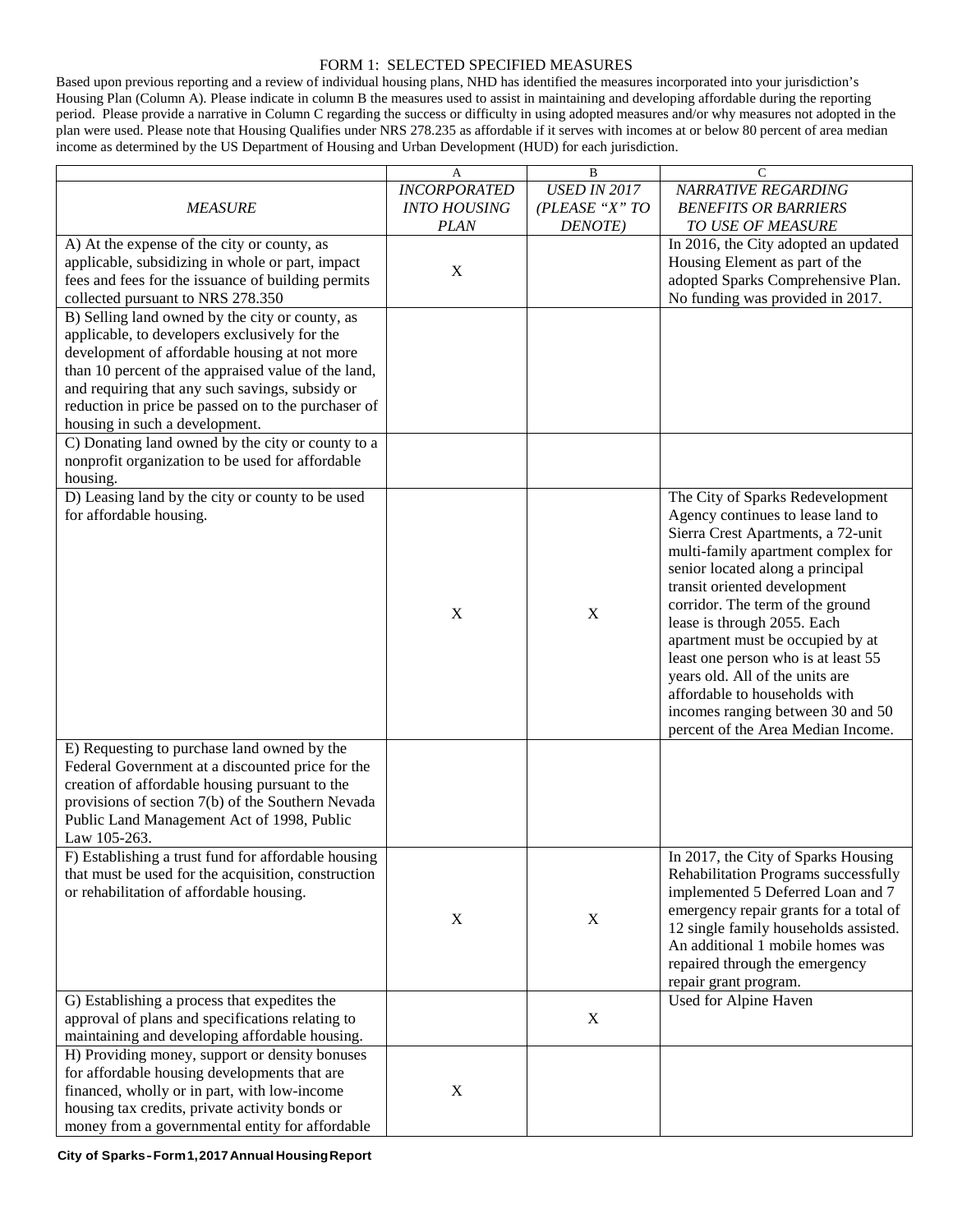FORM 1: SELECTED SPECIFIED MEASURES

Based upon previous reporting and a review of individual housing plans, NHD has identified the measures incorporated into your jurisdiction's Housing Plan (Column A). Please indicate in column B the measures used to assist in maintaining and developing affordable during the reporting period. Please provide a narrative in Column C regarding the success or difficulty in using adopted measures and/or why measures not adopted in the plan were used. Please note that Housing Qualifies under NRS 278.235 as affordable if it serves with incomes at or below 80 percent of area median income as determined by the US Department of Housing and Urban Development (HUD) for each jurisdiction.

| | A | B | C |
|---|---|---|---|
| *MEASURE* | *INCORPORATED INTO HOUSING PLAN* | *USED IN 2017 (PLEASE "X" TO DENOTE)* | *NARRATIVE REGARDING BENEFITS OR BARRIERS TO USE OF MEASURE* |
| A) At the expense of the city or county, as applicable, subsidizing in whole or part, impact fees and fees for the issuance of building permits collected pursuant to NRS 278.350 | X | | In 2016, the City adopted an updated Housing Element as part of the adopted Sparks Comprehensive Plan. No funding was provided in 2017. |
| B) Selling land owned by the city or county, as applicable, to developers exclusively for the development of affordable housing at not more than 10 percent of the appraised value of the land, and requiring that any such savings, subsidy or reduction in price be passed on to the purchaser of housing in such a development. | | | |
| C) Donating land owned by the city or county to a nonprofit organization to be used for affordable housing. | | | |
| D) Leasing land by the city or county to be used for affordable housing. | X | X | The City of Sparks Redevelopment Agency continues to lease land to Sierra Crest Apartments, a 72-unit multi-family apartment complex for senior located along a principal transit oriented development corridor. The term of the ground lease is through 2055. Each apartment must be occupied by at least one person who is at least 55 years old. All of the units are affordable to households with incomes ranging between 30 and 50 percent of the Area Median Income. |
| E) Requesting to purchase land owned by the Federal Government at a discounted price for the creation of affordable housing pursuant to the provisions of section 7(b) of the Southern Nevada Public Land Management Act of 1998, Public Law 105-263. | | | |
| F) Establishing a trust fund for affordable housing that must be used for the acquisition, construction or rehabilitation of affordable housing. | X | X | In 2017, the City of Sparks Housing Rehabilitation Programs successfully implemented 5 Deferred Loan and 7 emergency repair grants for a total of 12 single family households assisted. An additional 1 mobile homes was repaired through the emergency repair grant program. |
| G) Establishing a process that expedites the approval of plans and specifications relating to maintaining and developing affordable housing. | | X | Used for Alpine Haven |
| H) Providing money, support or density bonuses for affordable housing developments that are financed, wholly or in part, with low-income housing tax credits, private activity bonds or money from a governmental entity for affordable | X | | |

**City of Sparks - Form 1, 2017 Annual Housing Report**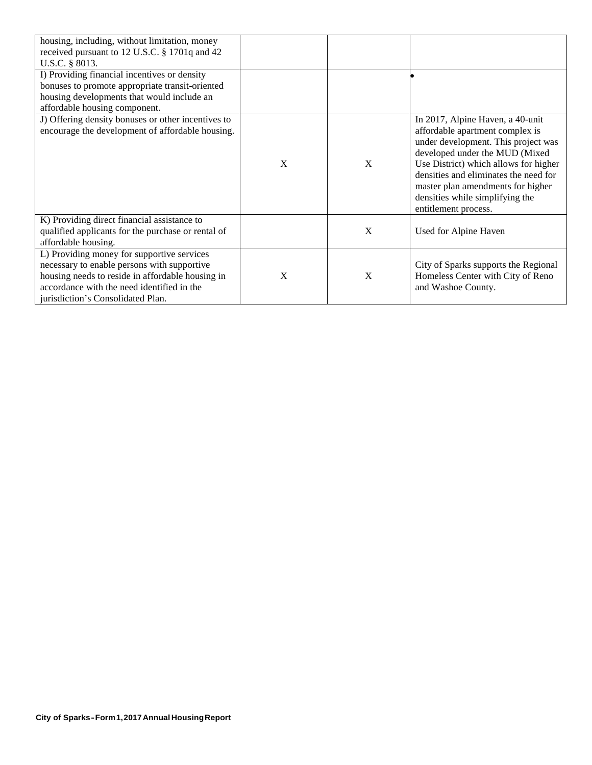| | | | |
|---|---|---|---|
| housing, including, without limitation, money received pursuant to 12 U.S.C. § 1701q and 42 U.S.C. § 8013. | | | |
| I) Providing financial incentives or density bonuses to promote appropriate transit-oriented housing developments that would include an affordable housing component. | | | • |
| J) Offering density bonuses or other incentives to encourage the development of affordable housing. | X | X | In 2017, Alpine Haven, a 40-unit affordable apartment complex is under development. This project was developed under the MUD (Mixed Use District) which allows for higher densities and eliminates the need for master plan amendments for higher densities while simplifying the entitlement process. |
| K) Providing direct financial assistance to qualified applicants for the purchase or rental of affordable housing. | | X | Used for Alpine Haven |
| L) Providing money for supportive services necessary to enable persons with supportive housing needs to reside in affordable housing in accordance with the need identified in the jurisdiction's Consolidated Plan. | X | X | City of Sparks supports the Regional Homeless Center with City of Reno and Washoe County. |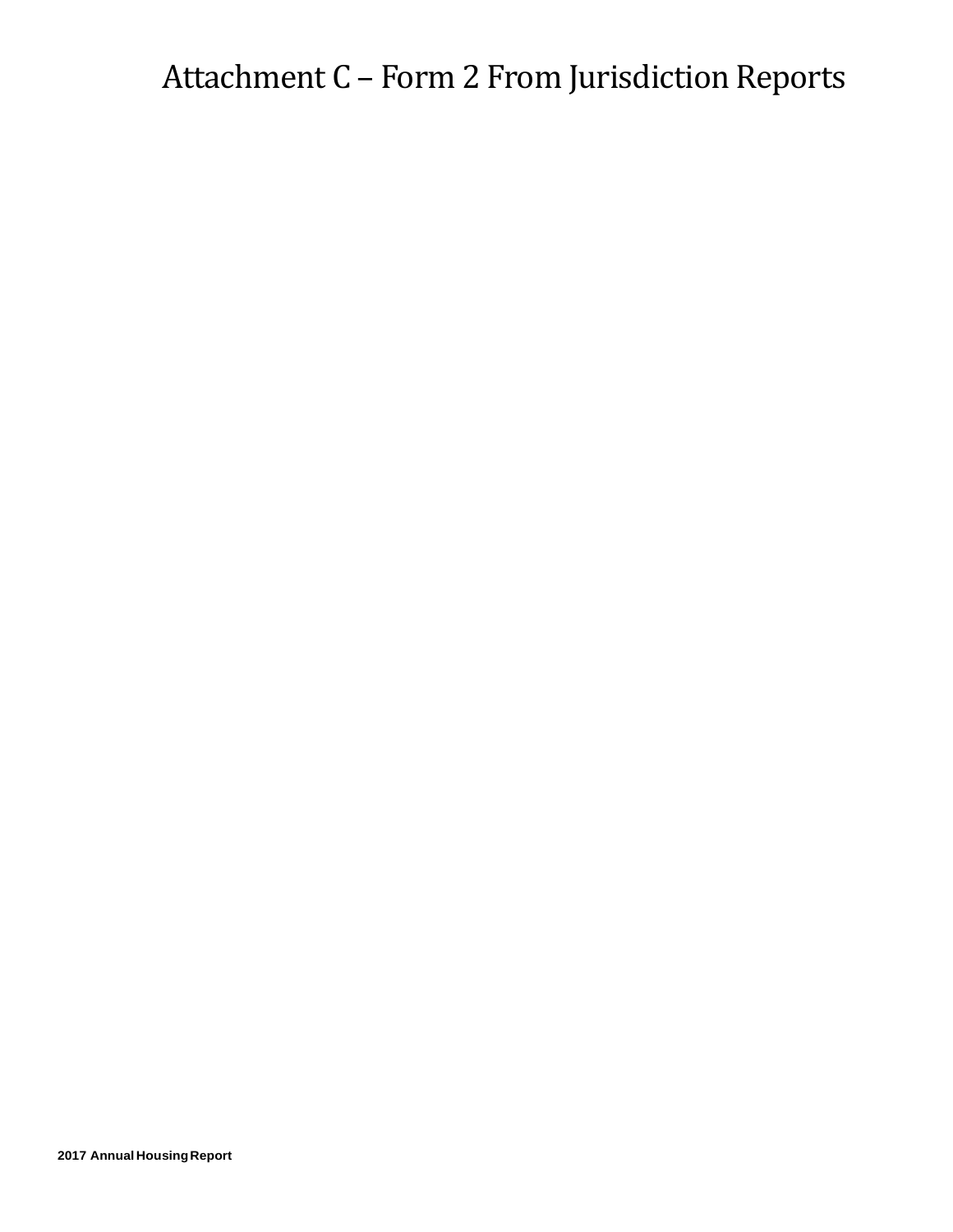# Attachment C – Form 2 From Jurisdiction Reports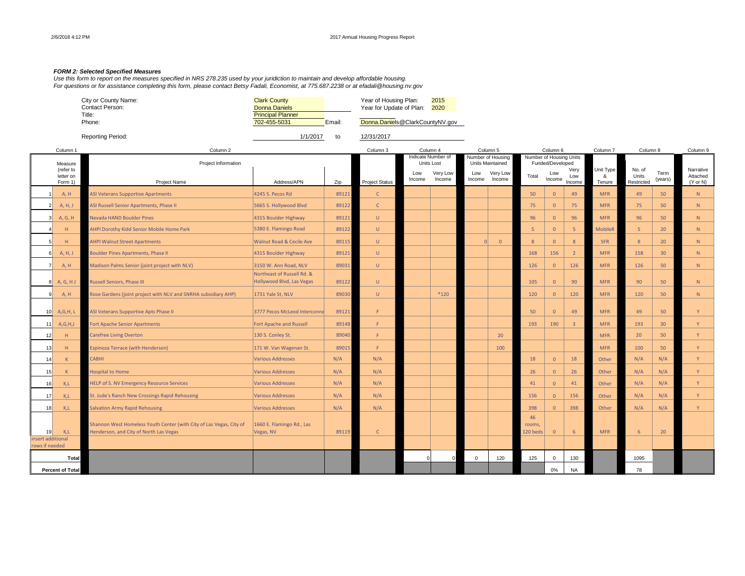#### *FORM 2: Selected Specified Measures*

*Use this form to report on the measures specified in NRS 278.235 used by your juridiction to maintain and develop affordable housing.*
*For questions or for assistance completing this form, please contact Betsy Fadali, Economist, at 775.687.2238 or at efadali@housing.nv.gov*

| | | | |
|---|---|---|---|
| City or County Name: | Clark County | Year of Housing Plan: | 2015 |
| Contact Person: | Donna Daniels | Year for Update of Plan: | 2020 |
| Title: | Principal Planner | | |
| Phone: | 702-455-5031 | Email: | Donna.Daniels@ClarkCountyNV.gov |
| Reporting Period: | 1/1/2017 | to | 12/31/2017 |

| | Column 1 | Column 2 | | | Column 3 | Column 4 | | Column 5 | | Column 6 | | | Column 7 | Column 8 | | Column 9 |
|---|---|---|---|---|---|---|---|---|---|---|---|---|---|---|---|---|
| | Measure (refer to letter on Form 1) | Project Information | | | | Indicate Number of Units Lost | | Number of Housing Units Maintained | | Number of Housing Units Funded/Developed | | | | | | |
| | | Project Name | Address/APN | Zip | Project Status | Low Income | Very Low Income | Low Income | Very Low Income | Total | Low Income | Very Low Income | Unit Type & Tenure | No. of Units Restricted | Term (years) | Narrative Attached (Y or N) |
| 1 | A, H | ASI Veterans Supportive Apartments | 4245 S. Pecos Rd | 89121 | C | | | | | 50 | 0 | 49 | MFR | 49 | 50 | N |
| 2 | A, H, J | ASI Russell Senior Apartments, Phase II | 5665 S. Hollywood Blvd | 89122 | C | | | | | 75 | 0 | 75 | MFR | 75 | 50 | N |
| 3 | A, G, H | Nevada HAND Boulder Pines | 4315 Boulder Highway | 89121 | U | | | | | 96 | 0 | 96 | MFR | 96 | 50 | N |
| 4 | H | AHPI Dorothy Kidd Senior Mobile Home Park | 5380 E. Flamingo Road | 89122 | U | | | | | 5 | 0 | 5 | MobileR | 5 | 20 | N |
| 5 | H | AHPI Walnut Street Apartments | Walnut Road & Cecile Ave | 89115 | U | | | 0 | 0 | 8 | 0 | 8 | SFR | 8 | 20 | N |
| 6 | A, H, J | Boulder Pines Apartments, Phase II | 4315 Boulder Highway | 89121 | U | | | | | 168 | 156 | 2 | MFR | 158 | 30 | N |
| 7 | A, H | Madison Palms Senior (joint project with NLV) | 3150 W. Ann Road, NLV | 89031 | U | | | | | 126 | 0 | 126 | MFR | 126 | 50 | N |
| 8 | A, G, H J | Russell Seniors, Phase III | Northeast of Russell Rd. & Hollywood Blvd, Las Vegas | 89122 | U | | | | | 105 | 0 | 90 | MFR | 90 | 50 | N |
| 9 | A, H | Rose Gardens (joint project with NLV and SNRHA subsidiary AHP) | 1731 Yale St, NLV | 89030 | U | | *120 | | | 120 | 0 | 120 | MFR | 120 | 50 | N |
| 10 | A,G,H, L | ASI Veterans Supportive Apts Phase II | 3777 Pecos McLeod Interconne | 89121 | F | | | | | 50 | 0 | 49 | MFR | 49 | 50 | Y |
| 11 | A,G,H,J | Fort Apache Senior Apartments | Fort Apache and Russell | 89148 | F | | | | | 193 | 190 | 3 | MFR | 193 | 30 | Y |
| 12 | H | Carefree Living Overton | 130 S. Conley St. | 89040 | F | | | | 20 | | | | MFR | 20 | 50 | Y |
| 13 | H | Espinoza Terrace (with Henderson) | 171 W. Van Wagenan St. | 89015 | F | | | | 100 | | | | MFR | 100 | 50 | Y |
| 14 | K | CABHI | Various Addresses | N/A | N/A | | | | | 18 | 0 | 18 | Other | N/A | N/A | Y |
| 15 | K | Hospital to Home | Various Addresses | N/A | N/A | | | | | 26 | 0 | 26 | Other | N/A | N/A | Y |
| 16 | K,L | HELP of S. NV Emergency Resource Services | Various Addresses | N/A | N/A | | | | | 41 | 0 | 41 | Other | N/A | N/A | Y |
| 17 | K,L | St. Jude's Ranch New Crossings Rapid Rehousing | Various Addresses | N/A | N/A | | | | | 156 | 0 | 156 | Other | N/A | N/A | Y |
| 18 | K,L | Salvation Army Rapid Rehousing | Various Addresses | N/A | N/A | | | | | 398 | 0 | 398 | Other | N/A | N/A | Y |
| 19 | K,L | Shannon West Homeless Youth Center (with City of Las Vegas, City of Henderson, and City of North Las Vegas | 1660 E. Flamingo Rd., Las Vegas, NV | 89119 | C | | | | | 46 rooms, 120 beds | 0 | 6 | MFR | 6 | 20 | |
| insert additional rows if needed | | | | | | | | | | | | | | | | |
| | **Total** | | | | | 0 | 0 | 0 | 120 | 125 | 0 | 130 | | 1095 | | |
| | **Percent of Total** | | | | | | | | | | 0% | NA | | 78 | | |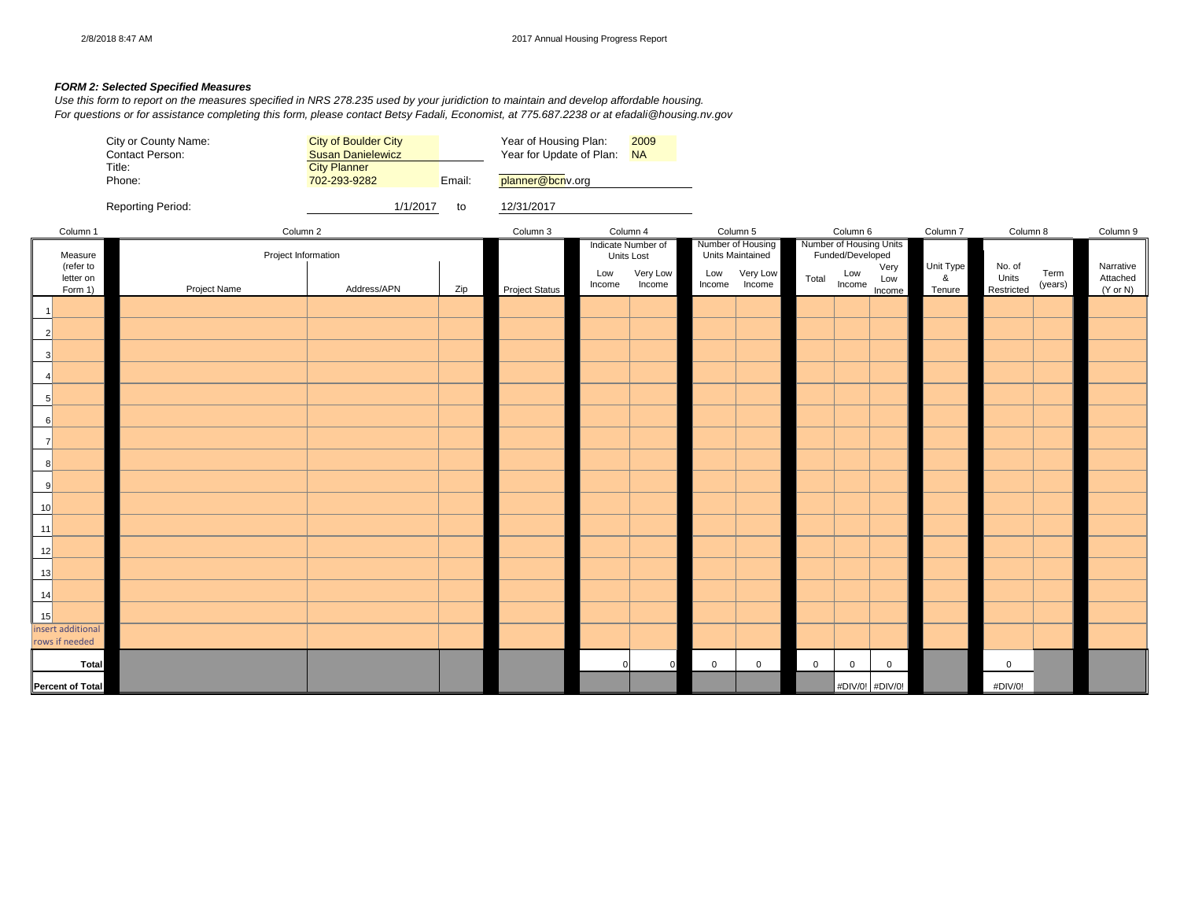**FORM 2: Selected Specified Measures**

*Use this form to report on the measures specified in NRS 278.235 used by your juridiction to maintain and develop affordable housing.*
*For questions or for assistance completing this form, please contact Betsy Fadali, Economist, at 775.687.2238 or at efadali@housing.nv.gov*

| | | | | |
|---|---|---|---|---|
| City or County Name: | City of Boulder City | | Year of Housing Plan: | 2009 |
| Contact Person: | Susan Danielewicz | | Year for Update of Plan: | NA |
| Title: | City Planner | | | |
| Phone: | 702-293-9282 | Email: | planner@bcnv.org | |
| Reporting Period: | 1/1/2017 | to | 12/31/2017 | |

| Column 1 | Column 2 | | | Column 3 | Column 4 | | Column 5 | | Column 6 | | | Column 7 | Column 8 | | Column 9 |
|---|---|---|---|---|---|---|---|---|---|---|---|---|---|---|---|
| Measure (refer to letter on Form 1) | Project Information | | | | Indicate Number of Units Lost | | Number of Housing Units Maintained | | Number of Housing Units Funded/Developed | | | Unit Type & Tenure | | | Narrative Attached (Y or N) |
| | Project Name | Address/APN | Zip | Project Status | Low Income | Very Low Income | Low Income | Very Low Income | Total | Low Income | Very Low Income | | No. of Units Restricted | Term (years) | |
| 1 | | | | | | | | | | | | | | | |
| 2 | | | | | | | | | | | | | | | |
| 3 | | | | | | | | | | | | | | | |
| 4 | | | | | | | | | | | | | | | |
| 5 | | | | | | | | | | | | | | | |
| 6 | | | | | | | | | | | | | | | |
| 7 | | | | | | | | | | | | | | | |
| 8 | | | | | | | | | | | | | | | |
| 9 | | | | | | | | | | | | | | | |
| 10 | | | | | | | | | | | | | | | |
| 11 | | | | | | | | | | | | | | | |
| 12 | | | | | | | | | | | | | | | |
| 13 | | | | | | | | | | | | | | | |
| 14 | | | | | | | | | | | | | | | |
| 15 | | | | | | | | | | | | | | | |
| insert additional rows if needed | | | | | | | | | | | | | | | |
| **Total** | | | | | 0 | 0 | 0 | 0 | 0 | 0 | 0 | | 0 | | |
| **Percent of Total** | | | | | | | | | | #DIV/0! | #DIV/0! | | #DIV/0! | | |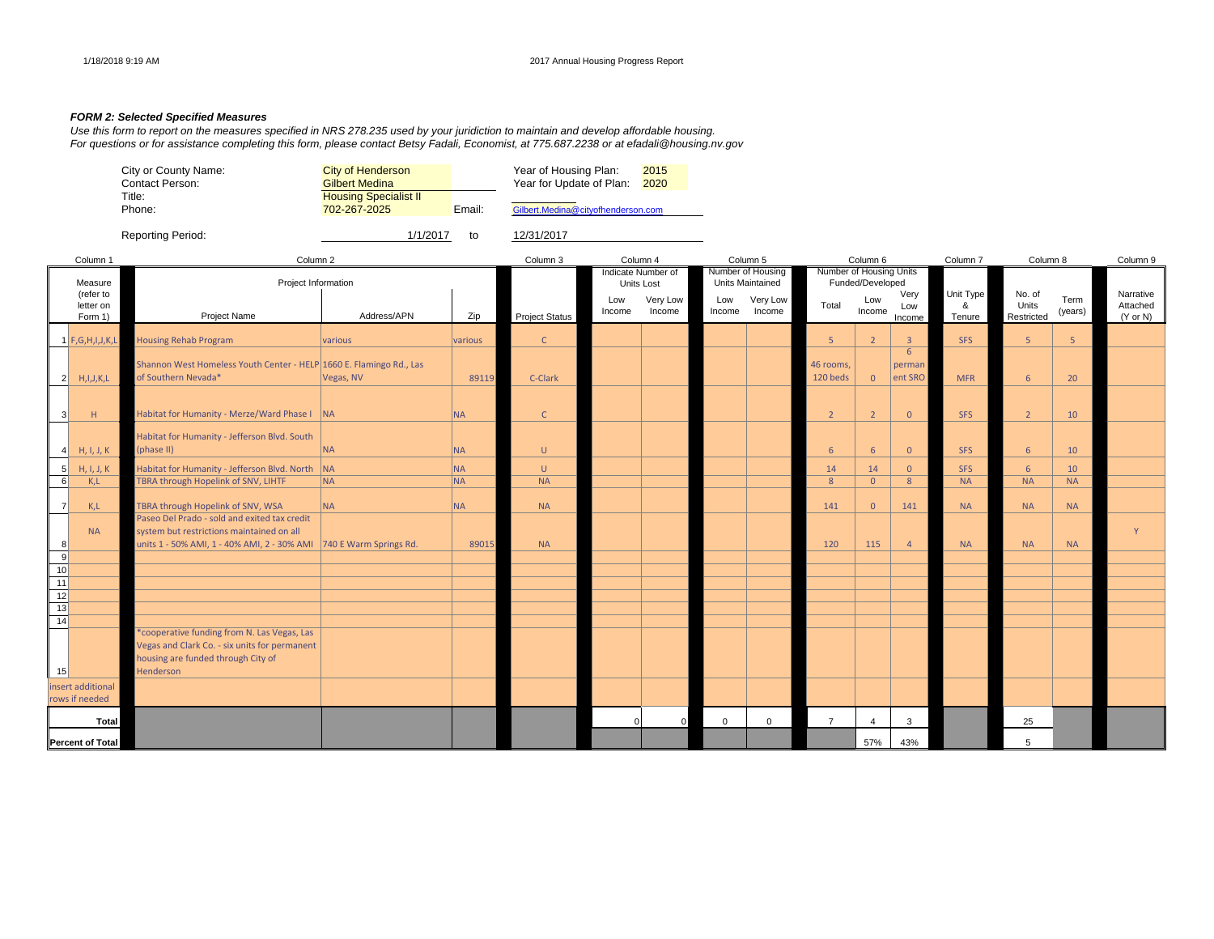**FORM 2: Selected Specified Measures**

*Use this form to report on the measures specified in NRS 278.235 used by your juridiction to maintain and develop affordable housing.*
*For questions or for assistance completing this form, please contact Betsy Fadali, Economist, at 775.687.2238 or at efadali@housing.nv.gov*

| | | | |
|---|---|---|---|
| City or County Name: | City of Henderson | Year of Housing Plan: | 2015 |
| Contact Person: | Gilbert Medina | Year for Update of Plan: | 2020 |
| Title: | Housing Specialist II | | |
| Phone: | 702-267-2025 | Email: | Gilbert.Medina@cityofhenderson.com |
| Reporting Period: | 1/1/2017 | to | 12/31/2017 |

| | Column 1 | Column 2 | | | Column 3 | Column 4 | | Column 5 | | Column 6 | | | Column 7 | Column 8 | | Column 9 |
|---|---|---|---|---|---|---|---|---|---|---|---|---|---|---|---|---|
| | Measure (refer to letter on Form 1) | Project Information | | | | Indicate Number of Units Lost | | Number of Housing Units Maintained | | Number of Housing Units Funded/Developed | | | | | | |
| | | Project Name | Address/APN | Zip | Project Status | Low Income | Very Low Income | Low Income | Very Low Income | Total | Low Income | Very Low Income | Unit Type & Tenure | No. of Units Restricted | Term (years) | Narrative Attached (Y or N) |
| 1 | F,G,H,I,J,K,L | Housing Rehab Program | various | various | C | | | | | 5 | 2 | 3 | SFS | 5 | 5 | |
| 2 | H,I,J,K,L | Shannon West Homeless Youth Center - HELP of Southern Nevada* | 1660 E. Flamingo Rd., Las Vegas, NV | 89119 | C-Clark | | | | | 46 rooms, 120 beds | 0 | 6 permanent SRO | MFR | 6 | 20 | |
| 3 | H | Habitat for Humanity - Merze/Ward Phase I | NA | NA | C | | | | | 2 | 2 | 0 | SFS | 2 | 10 | |
| 4 | H, I, J, K | Habitat for Humanity - Jefferson Blvd. South (phase II) | NA | NA | U | | | | | 6 | 6 | 0 | SFS | 6 | 10 | |
| 5 | H, I, J, K | Habitat for Humanity - Jefferson Blvd. North | NA | NA | U | | | | | 14 | 14 | 0 | SFS | 6 | 10 | |
| 6 | K,L | TBRA through Hopelink of SNV, LIHTF | NA | NA | NA | | | | | 8 | 0 | 8 | NA | NA | NA | |
| 7 | K,L | TBRA through Hopelink of SNV, WSA | NA | NA | NA | | | | | 141 | 0 | 141 | NA | NA | NA | |
| 8 | NA | Paseo Del Prado - sold and exited tax credit system but restrictions maintained on all units 1 - 50% AMI, 1 - 40% AMI, 2 - 30% AMI | 740 E Warm Springs Rd. | 89015 | NA | | | | | 120 | 115 | 4 | NA | NA | NA | Y |
| 9 | | | | | | | | | | | | | | | | |
| 10 | | | | | | | | | | | | | | | | |
| 11 | | | | | | | | | | | | | | | | |
| 12 | | | | | | | | | | | | | | | | |
| 13 | | | | | | | | | | | | | | | | |
| 14 | | | | | | | | | | | | | | | | |
| 15 | | *cooperative funding from N. Las Vegas, Las Vegas and Clark Co. - six units for permanent housing are funded through City of Henderson | | | | | | | | | | | | | | |
| insert additional rows if needed | | | | | | | | | | | | | | | | |
| **Total** | | | | | | 0 | 0 | 0 | 0 | 7 | 4 | 3 | | 25 | | |
| **Percent of Total** | | | | | | | | | | | 57% | 43% | | 5 | | |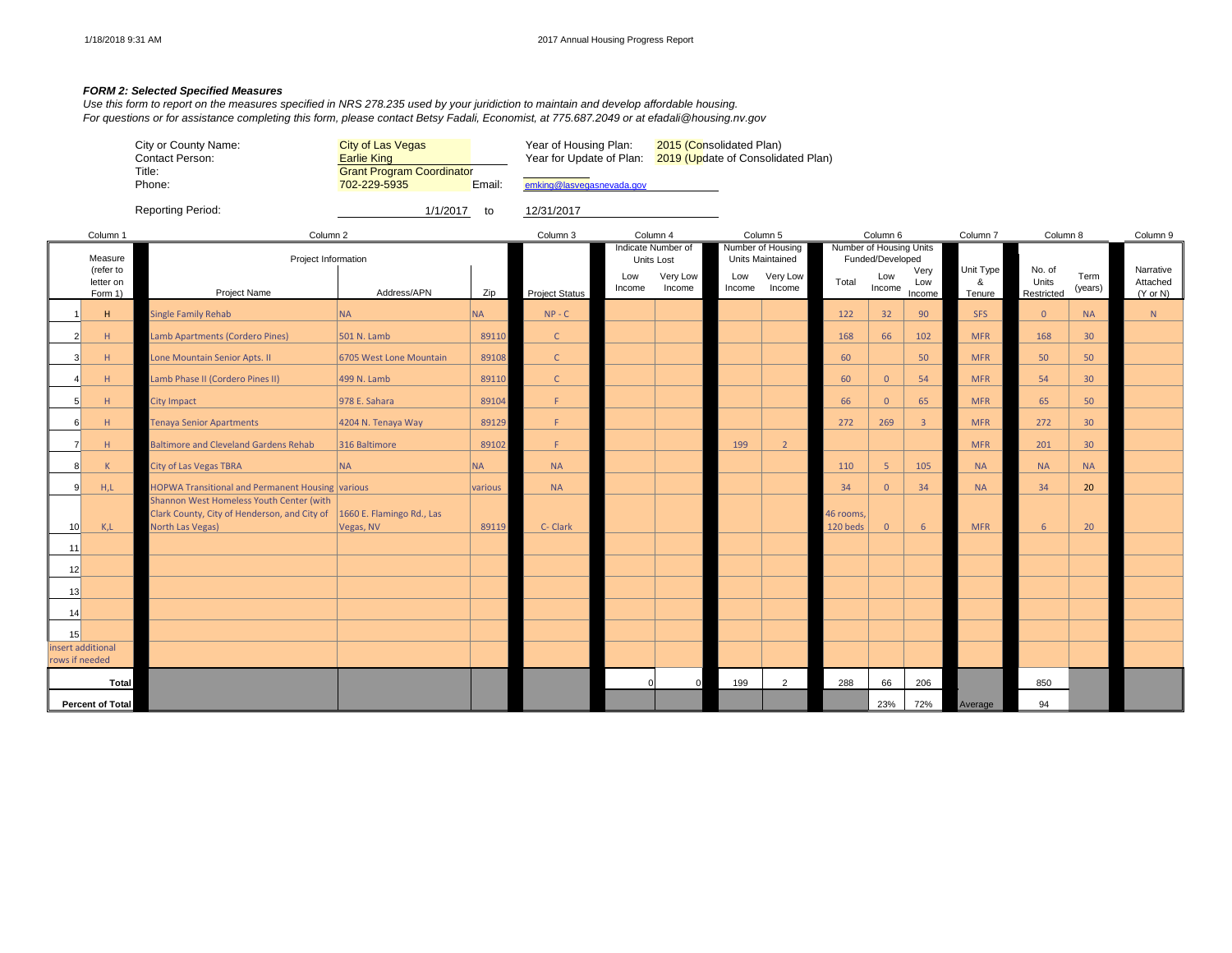### *FORM 2: Selected Specified Measures*

*Use this form to report on the measures specified in NRS 278.235 used by your juridiction to maintain and develop affordable housing.*
*For questions or for assistance completing this form, please contact Betsy Fadali, Economist, at 775.687.2049 or at efadali@housing.nv.gov*

| | | | |
|---|---|---|---|
| City or County Name: | City of Las Vegas | Year of Housing Plan: | 2015 (Consolidated Plan) |
| Contact Person: | Earlie King | Year for Update of Plan: | 2019 (Update of Consolidated Plan) |
| Title: | Grant Program Coordinator | | |
| Phone: | 702-229-5935 | Email: | emking@lasvegasnevada.gov |
| Reporting Period: | 1/1/2017 | to | 12/31/2017 |

| | Column 1 | Column 2 | | | Column 3 | Column 4 | | Column 5 | | Column 6 | | | Column 7 | Column 8 | | Column 9 |
|---|---|---|---|---|---|---|---|---|---|---|---|---|---|---|---|---|
| | Measure (refer to letter on Form 1) | Project Information | | | | Indicate Number of Units Lost | | Number of Housing Units Maintained | | Number of Housing Units Funded/Developed | | | | | | |
| | | Project Name | Address/APN | Zip | Project Status | Low Income | Very Low Income | Low Income | Very Low Income | Total | Low Income | Very Low Income | Unit Type & Tenure | No. of Units Restricted | Term (years) | Narrative Attached (Y or N) |
| 1 | H | Single Family Rehab | NA | NA | NP - C | | | | | 122 | 32 | 90 | SFS | 0 | NA | N |
| 2 | H | Lamb Apartments (Cordero Pines) | 501 N. Lamb | 89110 | C | | | | | 168 | 66 | 102 | MFR | 168 | 30 | |
| 3 | H | Lone Mountain Senior Apts. II | 6705 West Lone Mountain | 89108 | C | | | | | 60 | | 50 | MFR | 50 | 50 | |
| 4 | H | Lamb Phase II (Cordero Pines II) | 499 N. Lamb | 89110 | C | | | | | 60 | 0 | 54 | MFR | 54 | 30 | |
| 5 | H | City Impact | 978 E. Sahara | 89104 | F | | | | | 66 | 0 | 65 | MFR | 65 | 50 | |
| 6 | H | Tenaya Senior Apartments | 4204 N. Tenaya Way | 89129 | F | | | | | 272 | 269 | 3 | MFR | 272 | 30 | |
| 7 | H | Baltimore and Cleveland Gardens Rehab | 316 Baltimore | 89102 | F | | | 199 | 2 | | | | MFR | 201 | 30 | |
| 8 | K | City of Las Vegas TBRA | NA | NA | NA | | | | | 110 | 5 | 105 | NA | NA | NA | |
| 9 | H,L | HOPWA Transitional and Permanent Housing | various | various | NA | | | | | 34 | 0 | 34 | NA | 34 | 20 | |
| 10 | K,L | Shannon West Homeless Youth Center (with Clark County, City of Henderson, and City of North Las Vegas) | 1660 E. Flamingo Rd., Las Vegas, NV | 89119 | C- Clark | | | | | 46 rooms, 120 beds | 0 | 6 | MFR | 6 | 20 | |
| 11 | | | | | | | | | | | | | | | | |
| 12 | | | | | | | | | | | | | | | | |
| 13 | | | | | | | | | | | | | | | | |
| 14 | | | | | | | | | | | | | | | | |
| 15 | | | | | | | | | | | | | | | | |
| insert additional rows if needed | | | | | | | | | | | | | | | | |
| **Total** | | | | | | 0 | 0 | 199 | 2 | 288 | 66 | 206 | | 850 | | |
| **Percent of Total** | | | | | | | | | | | 23% | 72% | Average | 94 | | |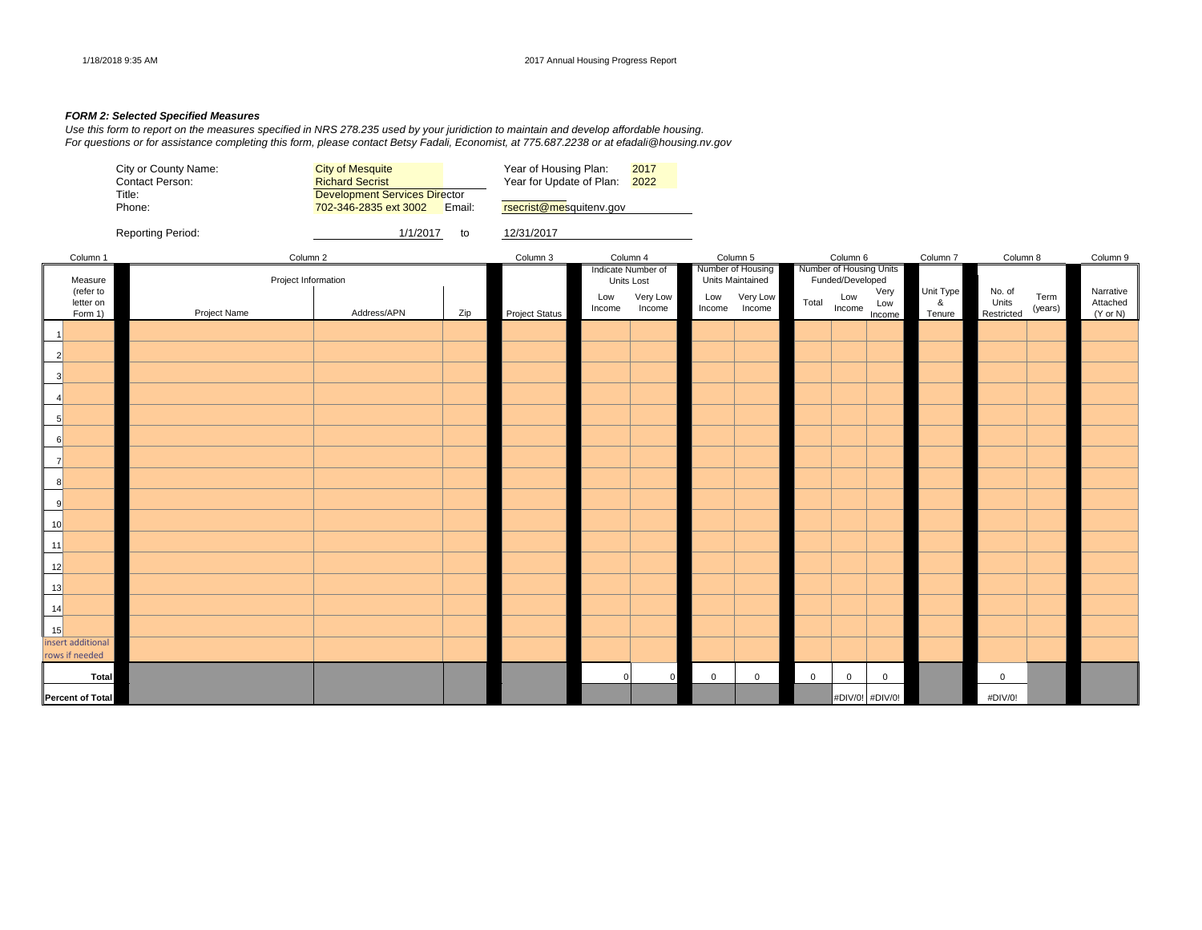### *FORM 2: Selected Specified Measures*

*Use this form to report on the measures specified in NRS 278.235 used by your juridiction to maintain and develop affordable housing.*
*For questions or for assistance completing this form, please contact Betsy Fadali, Economist, at 775.687.2238 or at efadali@housing.nv.gov*

| | | | |
|---|---|---|---|
| City or County Name: | City of Mesquite | Year of Housing Plan: | 2017 |
| Contact Person: | Richard Secrist | Year for Update of Plan: | 2022 |
| Title: | Development Services Director | | |
| Phone: | 702-346-2835 ext 3002 | Email: | rsecrist@mesquitenv.gov |
| Reporting Period: | 1/1/2017 | to | 12/31/2017 |

| Column 1 | Column 2 | | | Column 3 | Column 4 | | Column 5 | | Column 6 | | | Column 7 | Column 8 | | Column 9 |
|---|---|---|---|---|---|---|---|---|---|---|---|---|---|---|---|
| Measure (refer to letter on Form 1) | Project Information | | | | Indicate Number of Units Lost | | Number of Housing Units Maintained | | Number of Housing Units Funded/Developed | | | Unit Type & Tenure | No. of Units Restricted | Term (years) | Narrative Attached (Y or N) |
| | Project Name | Address/APN | Zip | Project Status | Low Income | Very Low Income | Low Income | Very Low Income | Total | Low Income | Very Low Income | | | | |
| 1 | | | | | | | | | | | | | | | |
| 2 | | | | | | | | | | | | | | | |
| 3 | | | | | | | | | | | | | | | |
| 4 | | | | | | | | | | | | | | | |
| 5 | | | | | | | | | | | | | | | |
| 6 | | | | | | | | | | | | | | | |
| 7 | | | | | | | | | | | | | | | |
| 8 | | | | | | | | | | | | | | | |
| 9 | | | | | | | | | | | | | | | |
| 10 | | | | | | | | | | | | | | | |
| 11 | | | | | | | | | | | | | | | |
| 12 | | | | | | | | | | | | | | | |
| 13 | | | | | | | | | | | | | | | |
| 14 | | | | | | | | | | | | | | | |
| 15 | | | | | | | | | | | | | | | |
| insert additional rows if needed | | | | | | | | | | | | | | | |
| **Total** | | | | | 0 | 0 | 0 | 0 | 0 | 0 | 0 | | 0 | | |
| **Percent of Total** | | | | | | | | | | #DIV/0! | #DIV/0! | | #DIV/0! | | |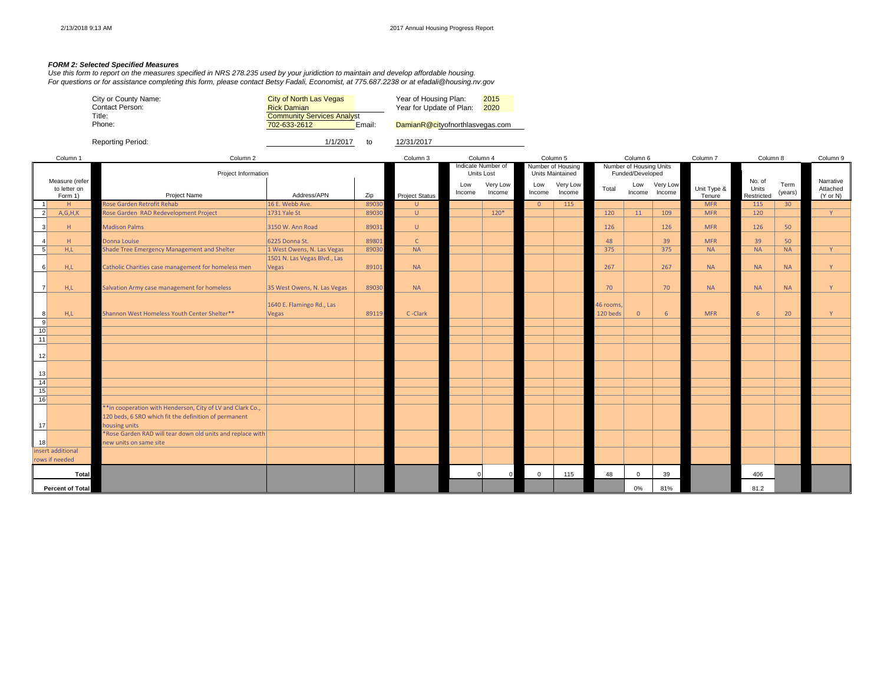### *FORM 2: Selected Specified Measures*

*Use this form to report on the measures specified in NRS 278.235 used by your juridiction to maintain and develop affordable housing.*
*For questions or for assistance completing this form, please contact Betsy Fadali, Economist, at 775.687.2238 or at efadali@housing.nv.gov*

| | | | |
|---|---|---|---|
| City or County Name: | City of North Las Vegas | Year of Housing Plan: | 2015 |
| Contact Person: | Rick Damian | Year for Update of Plan: | 2020 |
| Title: | Community Services Analyst | | |
| Phone: | 702-633-2612 | Email: | DamianR@cityofnorthlasvegas.com |
| Reporting Period: | 1/1/2017 to 12/31/2017 | | |

| | Column 1 | Column 2 | | | Column 3 | Column 4 | | Column 5 | | Column 6 | | | Column 7 | Column 8 | | Column 9 |
|---|---|---|---|---|---|---|---|---|---|---|---|---|---|---|---|---|
| | | Project Information | | | | Indicate Number of Units Lost | | Number of Housing Units Maintained | | Number of Housing Units Funded/Developed | | | | | | |
| | Measure (refer to letter on Form 1) | Project Name | Address/APN | Zip | Project Status | Low Income | Very Low Income | Low Income | Very Low Income | Total | Low Income | Very Low Income | Unit Type & Tenure | No. of Units Restricted | Term (years) | Narrative Attached (Y or N) |
| 1 | H | Rose Garden Retrofit Rehab | 16 E. Webb Ave. | 89030 | U | | | 0 | 115 | | | | MFR | 115 | 30 | |
| 2 | A,G,H,K | Rose Garden RAD Redevelopment Project | 1731 Yale St | 89030 | U | | 120* | | | 120 | 11 | 109 | MFR | 120 | | Y |
| 3 | H | Madison Palms | 3150 W. Ann Road | 89031 | U | | | | | 126 | | 126 | MFR | 126 | 50 | |
| 4 | H | Donna Louise | 6225 Donna St. | 89801 | C | | | | | 48 | | 39 | MFR | 39 | 50 | |
| 5 | H,L | Shade Tree Emergency Management and Shelter | 1 West Owens, N. Las Vegas | 89030 | NA | | | | | 375 | | 375 | NA | NA | NA | Y |
| 6 | H,L | Catholic Charities case management for homeless men | 1501 N. Las Vegas Blvd., Las Vegas | 89101 | NA | | | | | 267 | | 267 | NA | NA | NA | Y |
| 7 | H,L | Salvation Army case management for homeless | 35 West Owens, N. Las Vegas | 89030 | NA | | | | | 70 | | 70 | NA | NA | NA | Y |
| 8 | H,L | Shannon West Homeless Youth Center Shelter** | 1640 E. Flamingo Rd., Las Vegas | 89119 | C -Clark | | | | | 46 rooms, 120 beds | 0 | 6 | MFR | 6 | 20 | Y |
| 9 | | | | | | | | | | | | | | | | |
| 10 | | | | | | | | | | | | | | | | |
| 11 | | | | | | | | | | | | | | | | |
| 12 | | | | | | | | | | | | | | | | |
| 13 | | | | | | | | | | | | | | | | |
| 14 | | | | | | | | | | | | | | | | |
| 15 | | | | | | | | | | | | | | | | |
| 16 | | | | | | | | | | | | | | | | |
| 17 | | **In cooperation with Henderson, City of LV and Clark Co., 120 beds, 6 SRO which fit the definition of permanent housing units | | | | | | | | | | | | | | |
| 18 | | *Rose Garden RAD will tear down old units and replace with new units on same site | | | | | | | | | | | | | | |
| | insert additional rows if needed | | | | | | | | | | | | | | | |
| | **Total** | | | | | 0 | 0 | 0 | 115 | 48 | 0 | 39 | | 406 | | |
| | **Percent of Total** | | | | | | | | | | 0% | 81% | | 81.2 | | |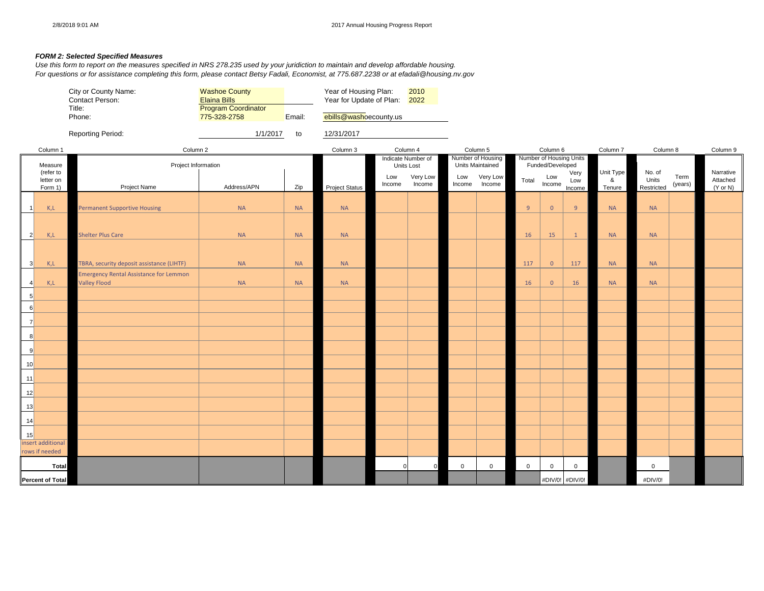### *FORM 2: Selected Specified Measures*

*Use this form to report on the measures specified in NRS 278.235 used by your juridiction to maintain and develop affordable housing.*
*For questions or for assistance completing this form, please contact Betsy Fadali, Economist, at 775.687.2238 or at efadali@housing.nv.gov*

| | | | |
|---|---|---|---|
| City or County Name: | Washoe County | Year of Housing Plan: | 2010 |
| Contact Person: | Elaina Bills | Year for Update of Plan: | 2022 |
| Title: | Program Coordinator | | |
| Phone: | 775-328-2758 | Email: | ebills@washoecounty.us |
| Reporting Period: | 1/1/2017 | to | 12/31/2017 |

| | Column 1 | Column 2 | | | Column 3 | Column 4 | | Column 5 | | Column 6 | | | Column 7 | Column 8 | | Column 9 |
|---|---|---|---|---|---|---|---|---|---|---|---|---|---|---|---|---|
| | Measure (refer to letter on Form 1) | Project Information | | | | Indicate Number of Units Lost | | Number of Housing Units Maintained | | Number of Housing Units Funded/Developed | | | | | | |
| | | Project Name | Address/APN | Zip | Project Status | Low Income | Very Low Income | Low Income | Very Low Income | Total | Low Income | Very Low Income | Unit Type & Tenure | No. of Units Restricted | Term (years) | Narrative Attached (Y or N) |
| 1 | K,L | Permanent Supportive Housing | NA | NA | NA | | | | | 9 | 0 | 9 | NA | NA | | |
| 2 | K,L | Shelter Plus Care | NA | NA | NA | | | | | 16 | 15 | 1 | NA | NA | | |
| 3 | K,L | TBRA, security deposit assistance (LIHTF) | NA | NA | NA | | | | | 117 | 0 | 117 | NA | NA | | |
| 4 | K,L | Emergency Rental Assistance for Lemmon Valley Flood | NA | NA | NA | | | | | 16 | 0 | 16 | NA | NA | | |
| 5 | | | | | | | | | | | | | | | | |
| 6 | | | | | | | | | | | | | | | | |
| 7 | | | | | | | | | | | | | | | | |
| 8 | | | | | | | | | | | | | | | | |
| 9 | | | | | | | | | | | | | | | | |
| 10 | | | | | | | | | | | | | | | | |
| 11 | | | | | | | | | | | | | | | | |
| 12 | | | | | | | | | | | | | | | | |
| 13 | | | | | | | | | | | | | | | | |
| 14 | | | | | | | | | | | | | | | | |
| 15 | | | | | | | | | | | | | | | | |
| | insert additional rows if needed | | | | | | | | | | | | | | | |
| | **Total** | | | | | 0 | 0 | 0 | 0 | 0 | 0 | 0 | | 0 | | |
| | **Percent of Total** | | | | | | | | | | #DIV/0! | #DIV/0! | | #DIV/0! | | |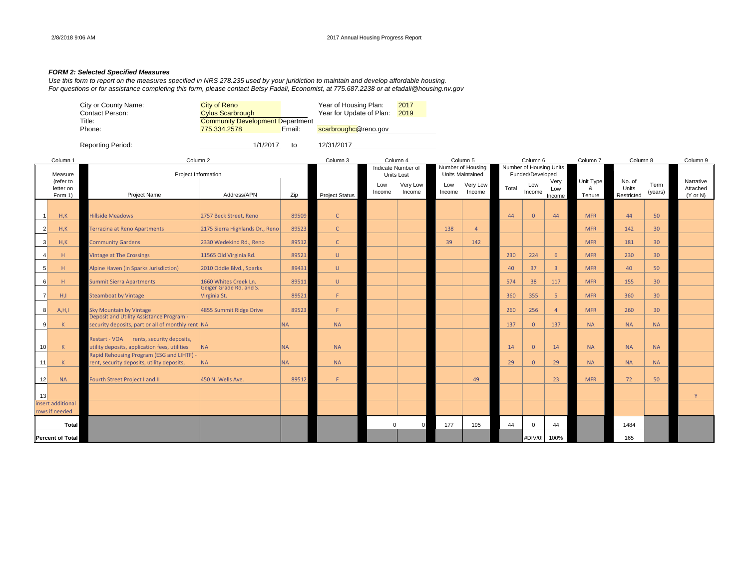### *FORM 2: Selected Specified Measures*

*Use this form to report on the measures specified in NRS 278.235 used by your juridiction to maintain and develop affordable housing.*
*For questions or for assistance completing this form, please contact Betsy Fadali, Economist, at 775.687.2238 or at efadali@housing.nv.gov*

| | | | |
|---|---|---|---|
| City or County Name: | City of Reno | Year of Housing Plan: | 2017 |
| Contact Person: | Cylus Scarbrough | Year for Update of Plan: | 2019 |
| Title: | Community Development Department | | |
| Phone: | 775.334.2578 | Email: | scarbroughc@reno.gov |
| Reporting Period: | 1/1/2017 | to | 12/31/2017 |

| | Column 1 | Column 2 | | | Column 3 | Column 4 | | Column 5 | | Column 6 | | | Column 7 | Column 8 | | Column 9 |
|---|---|---|---|---|---|---|---|---|---|---|---|---|---|---|---|---|
| | Measure (refer to letter on Form 1) | Project Information | | | | Indicate Number of Units Lost | | Number of Housing Units Maintained | | Number of Housing Units Funded/Developed | | | | | | |
| | | Project Name | Address/APN | Zip | Project Status | Low Income | Very Low Income | Low Income | Very Low Income | Total | Low Income | Very Low Income | Unit Type & Tenure | No. of Units Restricted | Term (years) | Narrative Attached (Y or N) |
| 1 | H,K | Hillside Meadows | 2757 Beck Street, Reno | 89509 | C | | | | | 44 | 0 | 44 | MFR | 44 | 50 | |
| 2 | H,K | Terracina at Reno Apartments | 2175 Sierra Highlands Dr., Reno | 89523 | C | | | 138 | 4 | | | | MFR | 142 | 30 | |
| 3 | H,K | Community Gardens | 2330 Wedekind Rd., Reno | 89512 | C | | | 39 | 142 | | | | MFR | 181 | 30 | |
| 4 | H | Vintage at The Crossings | 11565 Old Virginia Rd. | 89521 | U | | | | | 230 | 224 | 6 | MFR | 230 | 30 | |
| 5 | H | Alpine Haven (in Sparks Jurisdiction) | 2010 Oddie Blvd., Sparks | 89431 | U | | | | | 40 | 37 | 3 | MFR | 40 | 50 | |
| 6 | H | Summit Sierra Apartments | 1660 Whites Creek Ln. | 89511 | U | | | | | 574 | 38 | 117 | MFR | 155 | 30 | |
| 7 | H,I | Steamboat by Vintage | Geiger Grade Rd. and S. Virginia St. | 89521 | F | | | | | 360 | 355 | 5 | MFR | 360 | 30 | |
| 8 | A,H,I | Sky Mountain by Vintage | 4855 Summit Ridge Drive | 89523 | F | | | | | 260 | 256 | 4 | MFR | 260 | 30 | |
| 9 | K | Deposit and Utility Assistance Program - security deposits, part or all of monthly rent | NA | NA | NA | | | | | 137 | 0 | 137 | NA | NA | NA | |
| 10 | K | Restart - VOA rents, security deposits, utility deposits, application fees, utilities | NA | NA | NA | | | | | 14 | 0 | 14 | NA | NA | NA | |
| 11 | K | Rapid Rehousing Program (ESG and LIHTF) - rent, security deposits, utility deposits, | NA | NA | NA | | | | | 29 | 0 | 29 | NA | NA | NA | |
| 12 | NA | Fourth Street Project I and II | 450 N. Wells Ave. | 89512 | F | | | | 49 | | | 23 | MFR | 72 | 50 | |
| 13 | | | | | | | | | | | | | | | | Y |
| | insert additional rows if needed | | | | | | | | | | | | | | | |
| | **Total** | | | | | 0 | 0 | 177 | 195 | 44 | 0 | 44 | | 1484 | | |
| | **Percent of Total** | | | | | | | | | | #DIV/0! | 100% | | 165 | | |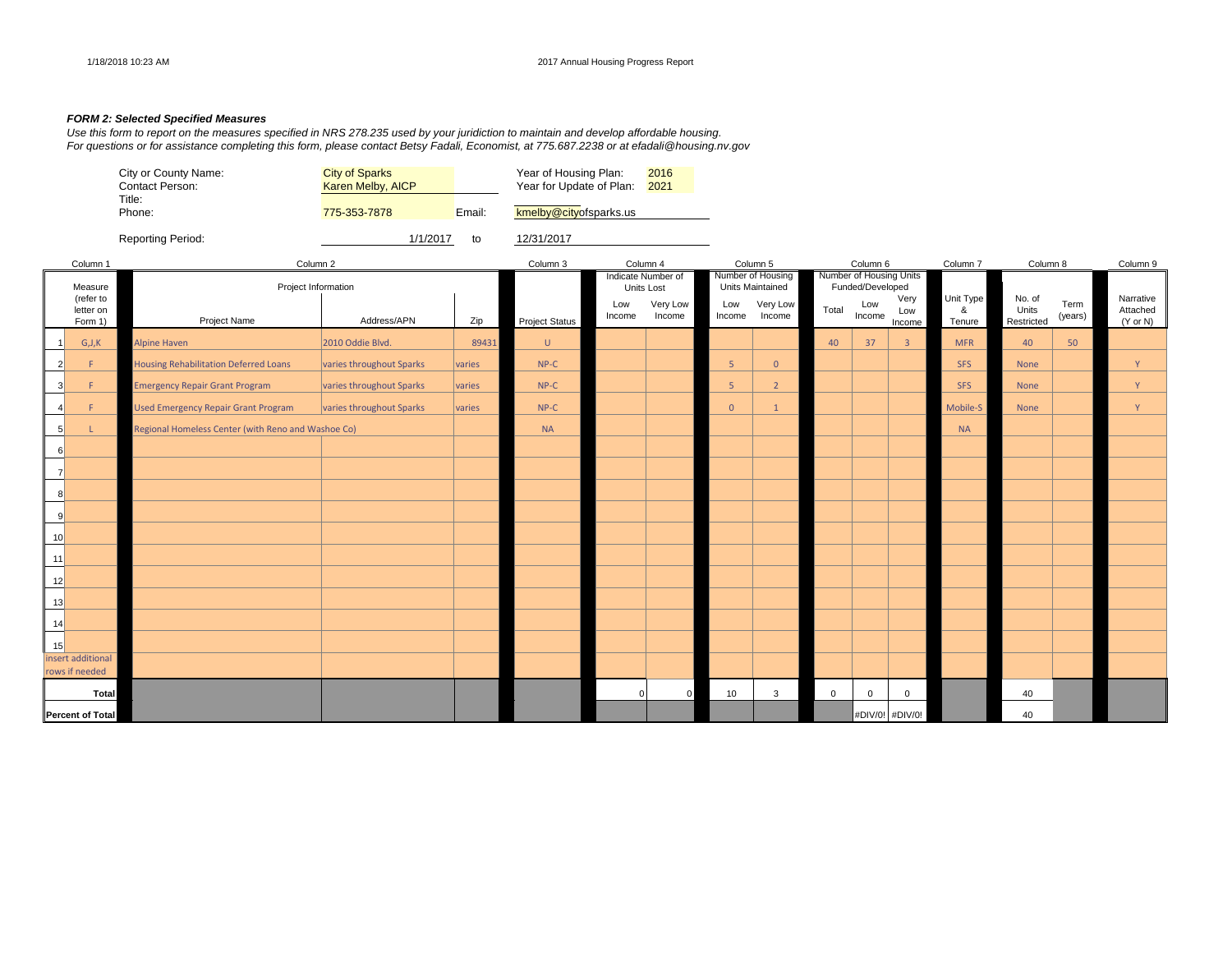**FORM 2: Selected Specified Measures**

*Use this form to report on the measures specified in NRS 278.235 used by your juridiction to maintain and develop affordable housing.*
*For questions or for assistance completing this form, please contact Betsy Fadali, Economist, at 775.687.2238 or at efadali@housing.nv.gov*

City or County Name: City of Sparks
Contact Person: Karen Melby, AICP
Title:
Phone: 775-353-7878 Email: kmelby@cityofsparks.us

Year of Housing Plan: 2016
Year for Update of Plan: 2021

Reporting Period: 1/1/2017 to 12/31/2017

| | Column 1 | Column 2 | | | Column 3 | Column 4 | | Column 5 | | Column 6 | | | Column 7 | Column 8 | | Column 9 |
|---|---|---|---|---|---|---|---|---|---|---|---|---|---|---|---|---|
| | Measure (refer to letter on Form 1) | Project Information | | | | Indicate Number of Units Lost | | Number of Housing Units Maintained | | Number of Housing Units Funded/Developed | | | | | | |
| | | Project Name | Address/APN | Zip | Project Status | Low Income | Very Low Income | Low Income | Very Low Income | Total | Low Income | Very Low Income | Unit Type & Tenure | No. of Units Restricted | Term (years) | Narrative Attached (Y or N) |
| 1 | G,J,K | Alpine Haven | 2010 Oddie Blvd. | 89431 | U | | | | | 40 | 37 | 3 | MFR | 40 | 50 | |
| 2 | F | Housing Rehabilitation Deferred Loans | varies throughout Sparks | varies | NP-C | | | 5 | 0 | | | | SFS | None | | Y |
| 3 | F | Emergency Repair Grant Program | varies throughout Sparks | varies | NP-C | | | 5 | 2 | | | | SFS | None | | Y |
| 4 | F | Used Emergency Repair Grant Program | varies throughout Sparks | varies | NP-C | | | 0 | 1 | | | | Mobile-S | None | | Y |
| 5 | L | Regional Homeless Center (with Reno and Washoe Co) | | | NA | | | | | | | | NA | | | |
| 6 | | | | | | | | | | | | | | | | |
| 7 | | | | | | | | | | | | | | | | |
| 8 | | | | | | | | | | | | | | | | |
| 9 | | | | | | | | | | | | | | | | |
| 10 | | | | | | | | | | | | | | | | |
| 11 | | | | | | | | | | | | | | | | |
| 12 | | | | | | | | | | | | | | | | |
| 13 | | | | | | | | | | | | | | | | |
| 14 | | | | | | | | | | | | | | | | |
| 15 | | | | | | | | | | | | | | | | |
| insert additional rows if needed | | | | | | | | | | | | | | | | |
| | **Total** | | | | | 0 | 0 | 10 | 3 | 0 | 0 | 0 | | 40 | | |
| | **Percent of Total** | | | | | | | | | | #DIV/0! | #DIV/0! | | 40 | | |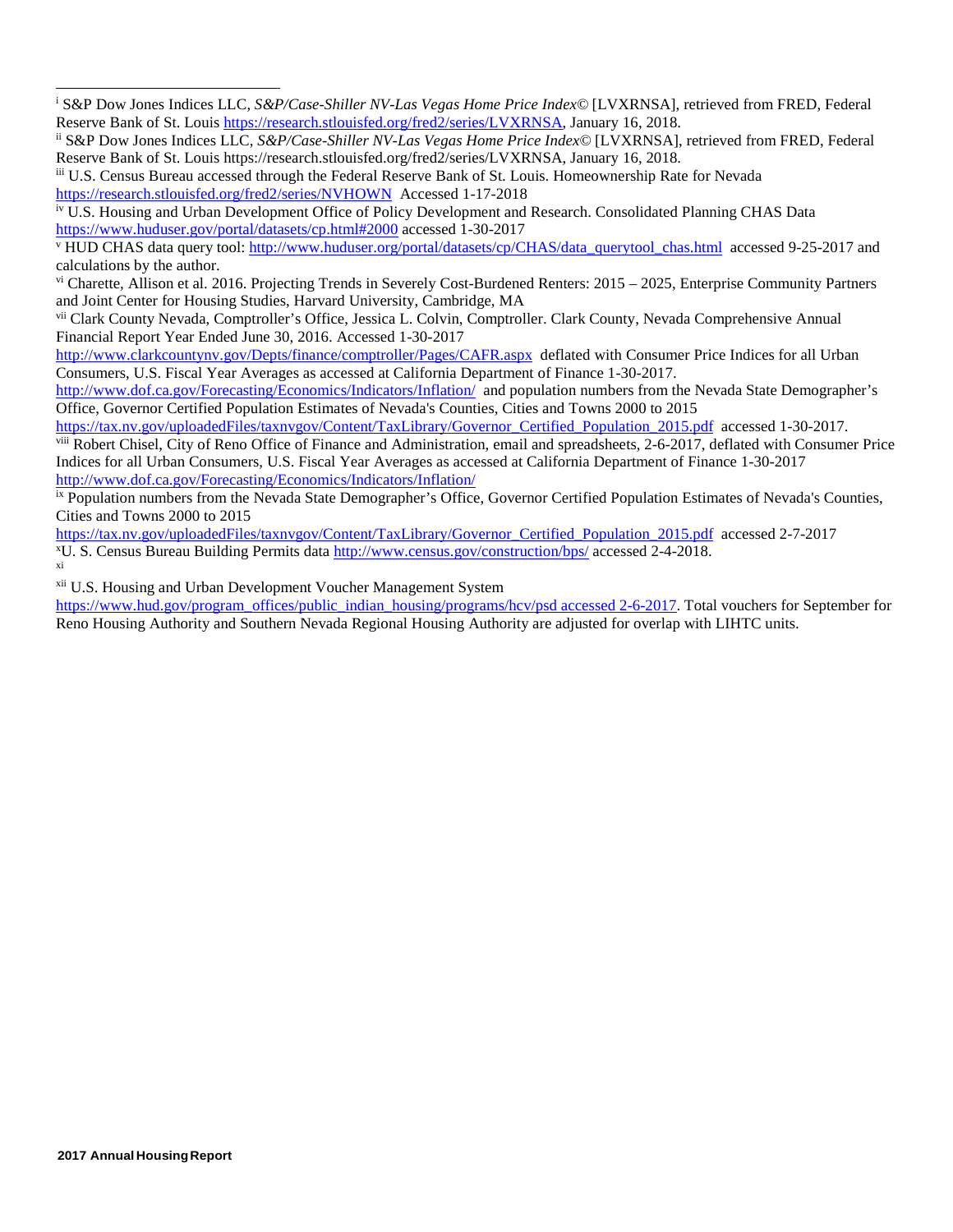[i] S&P Dow Jones Indices LLC, *S&P/Case-Shiller NV-Las Vegas Home Price Index©* [LVXRNSA], retrieved from FRED, Federal Reserve Bank of St. Louis https://research.stlouisfed.org/fred2/series/LVXRNSA, January 16, 2018.

[ii] S&P Dow Jones Indices LLC, *S&P/Case-Shiller NV-Las Vegas Home Price Index©* [LVXRNSA], retrieved from FRED, Federal Reserve Bank of St. Louis https://research.stlouisfed.org/fred2/series/LVXRNSA, January 16, 2018.

[iii] U.S. Census Bureau accessed through the Federal Reserve Bank of St. Louis. Homeownership Rate for Nevada https://research.stlouisfed.org/fred2/series/NVHOWN Accessed 1-17-2018

[iv] U.S. Housing and Urban Development Office of Policy Development and Research. Consolidated Planning CHAS Data https://www.huduser.gov/portal/datasets/cp.html#2000 accessed 1-30-2017

[v] HUD CHAS data query tool: http://www.huduser.org/portal/datasets/cp/CHAS/data_querytool_chas.html accessed 9-25-2017 and calculations by the author.

[vi] Charette, Allison et al. 2016. Projecting Trends in Severely Cost-Burdened Renters: 2015 – 2025, Enterprise Community Partners and Joint Center for Housing Studies, Harvard University, Cambridge, MA

[vii] Clark County Nevada, Comptroller's Office, Jessica L. Colvin, Comptroller. Clark County, Nevada Comprehensive Annual Financial Report Year Ended June 30, 2016. Accessed 1-30-2017 http://www.clarkcountynv.gov/Depts/finance/comptroller/Pages/CAFR.aspx deflated with Consumer Price Indices for all Urban Consumers, U.S. Fiscal Year Averages as accessed at California Department of Finance 1-30-2017. http://www.dof.ca.gov/Forecasting/Economics/Indicators/Inflation/ and population numbers from the Nevada State Demographer's Office, Governor Certified Population Estimates of Nevada's Counties, Cities and Towns 2000 to 2015 https://tax.nv.gov/uploadedFiles/taxnvgov/Content/TaxLibrary/Governor_Certified_Population_2015.pdf accessed 1-30-2017.

[viii] Robert Chisel, City of Reno Office of Finance and Administration, email and spreadsheets, 2-6-2017, deflated with Consumer Price Indices for all Urban Consumers, U.S. Fiscal Year Averages as accessed at California Department of Finance 1-30-2017 http://www.dof.ca.gov/Forecasting/Economics/Indicators/Inflation/

[ix] Population numbers from the Nevada State Demographer's Office, Governor Certified Population Estimates of Nevada's Counties, Cities and Towns 2000 to 2015 https://tax.nv.gov/uploadedFiles/taxnvgov/Content/TaxLibrary/Governor_Certified_Population_2015.pdf accessed 2-7-2017

[x] U. S. Census Bureau Building Permits data http://www.census.gov/construction/bps/ accessed 2-4-2018.

[xi]

[xii] U.S. Housing and Urban Development Voucher Management System https://www.hud.gov/program_offices/public_indian_housing/programs/hcv/psd accessed 2-6-2017. Total vouchers for September for Reno Housing Authority and Southern Nevada Regional Housing Authority are adjusted for overlap with LIHTC units.